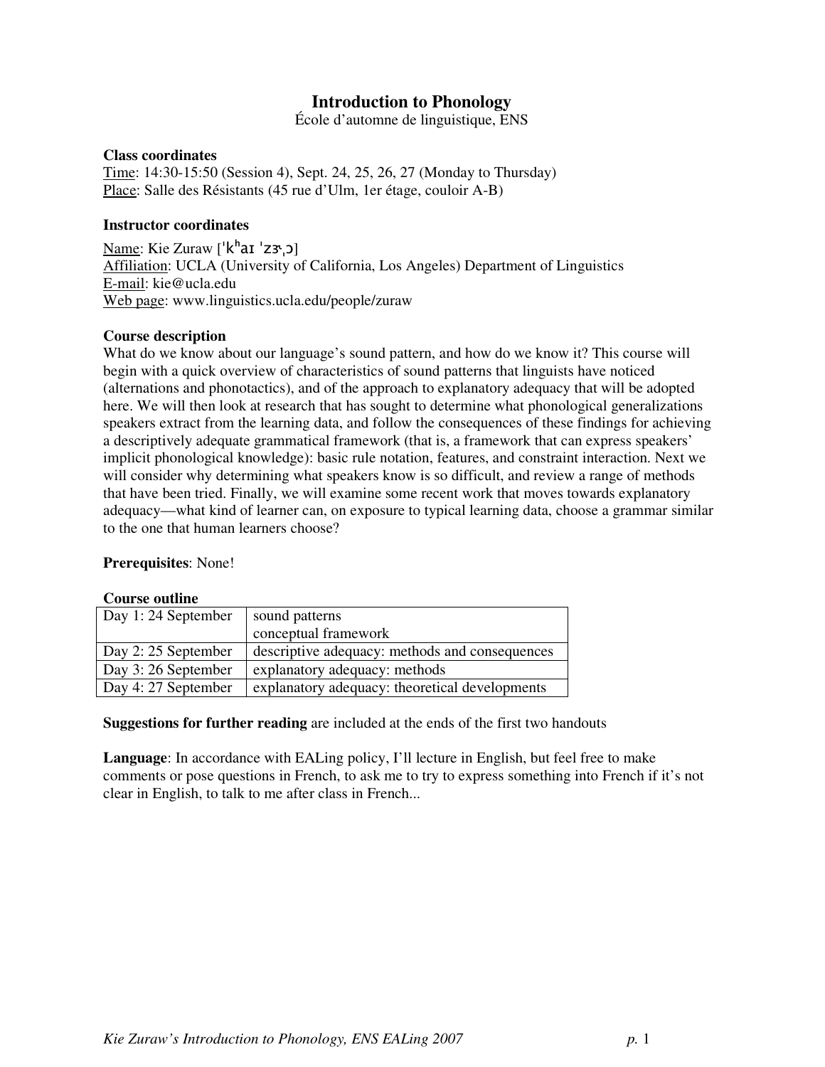# Introduction to Phonology

École d'automne de linguistique, ENS

**Class coordinates**

Time: 14:30-15:50 (Session 4), Sept. 24, 25, 26, 27 (Monday to Thursday)
Place: Salle des Résistants (45 rue d'Ulm, 1er étage, couloir A-B)

**Instructor coordinates**

Name: Kie Zuraw [ˈkʰaɪ ˈzɝˌɔ]
Affiliation: UCLA (University of California, Los Angeles) Department of Linguistics
E-mail: kie@ucla.edu
Web page: www.linguistics.ucla.edu/people/zuraw

**Course description**

What do we know about our language's sound pattern, and how do we know it? This course will begin with a quick overview of characteristics of sound patterns that linguists have noticed (alternations and phonotactics), and of the approach to explanatory adequacy that will be adopted here. We will then look at research that has sought to determine what phonological generalizations speakers extract from the learning data, and follow the consequences of these findings for achieving a descriptively adequate grammatical framework (that is, a framework that can express speakers' implicit phonological knowledge): basic rule notation, features, and constraint interaction. Next we will consider why determining what speakers know is so difficult, and review a range of methods that have been tried. Finally, we will examine some recent work that moves towards explanatory adequacy—what kind of learner can, on exposure to typical learning data, choose a grammar similar to the one that human learners choose?

**Prerequisites**: None!

**Course outline**

| | |
|---|---|
| Day 1: 24 September | sound patterns<br>conceptual framework |
| Day 2: 25 September | descriptive adequacy: methods and consequences |
| Day 3: 26 September | explanatory adequacy: methods |
| Day 4: 27 September | explanatory adequacy: theoretical developments |

**Suggestions for further reading** are included at the ends of the first two handouts

**Language**: In accordance with EALing policy, I'll lecture in English, but feel free to make comments or pose questions in French, to ask me to try to express something into French if it's not clear in English, to talk to me after class in French...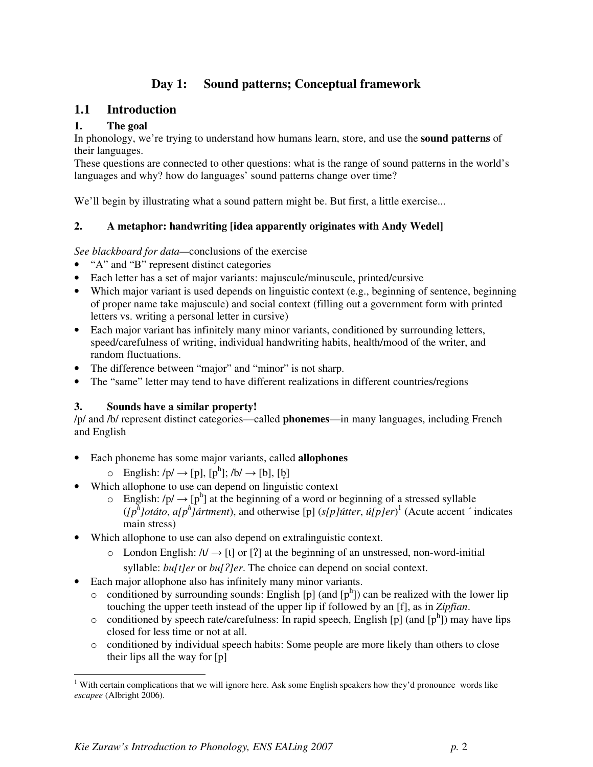# Day 1: Sound patterns; Conceptual framework

## 1.1 Introduction

### 1. The goal

In phonology, we're trying to understand how humans learn, store, and use the **sound patterns** of their languages.

These questions are connected to other questions: what is the range of sound patterns in the world's languages and why? how do languages' sound patterns change over time?

We'll begin by illustrating what a sound pattern might be. But first, a little exercise...

### 2. A metaphor: handwriting [idea apparently originates with Andy Wedel]

*See blackboard for data*—conclusions of the exercise

- "A" and "B" represent distinct categories
- Each letter has a set of major variants: majuscule/minuscule, printed/cursive
- Which major variant is used depends on linguistic context (e.g., beginning of sentence, beginning of proper name take majuscule) and social context (filling out a government form with printed letters vs. writing a personal letter in cursive)
- Each major variant has infinitely many minor variants, conditioned by surrounding letters, speed/carefulness of writing, individual handwriting habits, health/mood of the writer, and random fluctuations.
- The difference between "major" and "minor" is not sharp.
- The "same" letter may tend to have different realizations in different countries/regions

### 3. Sounds have a similar property!

/p/ and /b/ represent distinct categories—called **phonemes**—in many languages, including French and English

- Each phoneme has some major variants, called **allophones**
  - English: /p/ → [p], [pʰ]; /b/ → [b], [b̥]
- Which allophone to use can depend on linguistic context
  - English: /p/ → [pʰ] at the beginning of a word or beginning of a stressed syllable (*[pʰ]otáto*, *a[pʰ]ártment*), and otherwise [p] (*s[p]útter*, *ú[p]er*)[1] (Acute accent ´ indicates main stress)
- Which allophone to use can also depend on extralinguistic context.
  - London English: /t/ → [t] or [ʔ] at the beginning of an unstressed, non-word-initial syllable: *bu[t]er* or *bu[ʔ]er*. The choice can depend on social context.
- Each major allophone also has infinitely many minor variants.
  - conditioned by surrounding sounds: English [p] (and [pʰ]) can be realized with the lower lip touching the upper teeth instead of the upper lip if followed by an [f], as in *Zipfian*.
  - conditioned by speech rate/carefulness: In rapid speech, English [p] (and [pʰ]) may have lips closed for less time or not at all.
  - conditioned by individual speech habits: Some people are more likely than others to close their lips all the way for [p]

---

[1] With certain complications that we will ignore here. Ask some English speakers how they'd pronounce words like *escapee* (Albright 2006).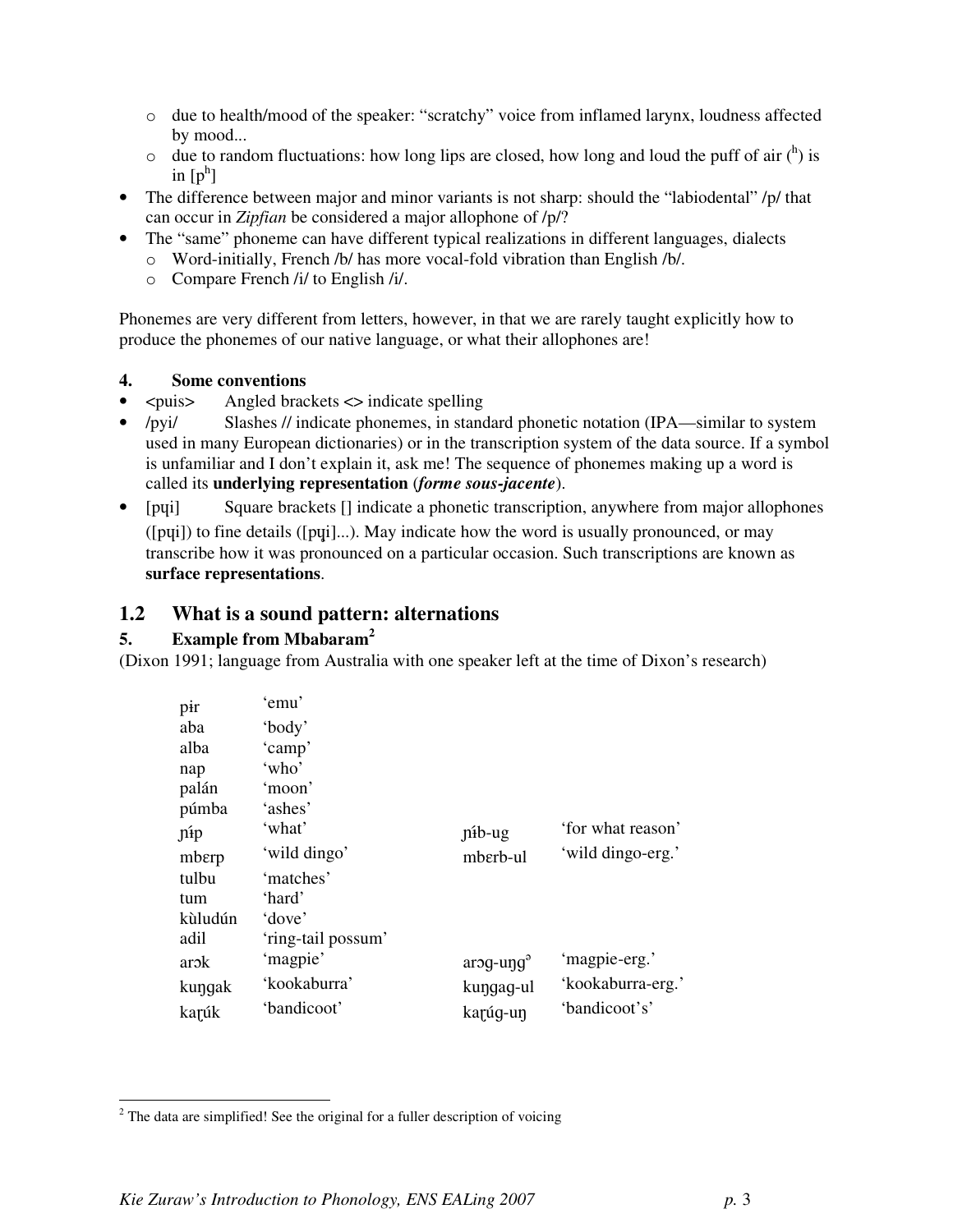- o due to health/mood of the speaker: "scratchy" voice from inflamed larynx, loudness affected by mood...
  - o due to random fluctuations: how long lips are closed, how long and loud the puff of air ($^{h}$) is in [p$^{h}$]
- The difference between major and minor variants is not sharp: should the "labiodental" /p/ that can occur in *Zipfian* be considered a major allophone of /p/?
- The "same" phoneme can have different typical realizations in different languages, dialects
  - o Word-initially, French /b/ has more vocal-fold vibration than English /b/.
  - o Compare French /i/ to English /i/.

Phonemes are very different from letters, however, in that we are rarely taught explicitly how to produce the phonemes of our native language, or what their allophones are!

### 4. Some conventions

- <puis> Angled brackets <> indicate spelling
- /pyi/ Slashes // indicate phonemes, in standard phonetic notation (IPA—similar to system used in many European dictionaries) or in the transcription system of the data source. If a symbol is unfamiliar and I don't explain it, ask me! The sequence of phonemes making up a word is called its **underlying representation** (***forme sous-jacente***).
- [pɥi] Square brackets [] indicate a phonetic transcription, anywhere from major allophones ([pɥi]) to fine details ([pɥi]...). May indicate how the word is usually pronounced, or may transcribe how it was pronounced on a particular occasion. Such transcriptions are known as **surface representations**.

## 1.2 What is a sound pattern: alternations

### 5. Example from Mbabaram[2]

(Dixon 1991; language from Australia with one speaker left at the time of Dixon's research)

| | | | |
|---|---|---|---|
| pɨr | 'emu' | | |
| aba | 'body' | | |
| alba | 'camp' | | |
| nap | 'who' | | |
| palán | 'moon' | | |
| púmba | 'ashes' | | |
| ɲɨ́p | 'what' | ɲɨ́b-ug | 'for what reason' |
| mbɛrp | 'wild dingo' | mbɛrb-ul | 'wild dingo-erg.' |
| tulbu | 'matches' | | |
| tum | 'hard' | | |
| kùludún | 'dove' | | |
| adil | 'ring-tail possum' | | |
| arɔk | 'magpie' | arɔg-uŋgᵓ | 'magpie-erg.' |
| kuŋgak | 'kookaburra' | kuŋgag-ul | 'kookaburra-erg.' |
| kaɽúk | 'bandicoot' | kaɽúg-uŋ | 'bandicoot's' |

[2] The data are simplified! See the original for a fuller description of voicing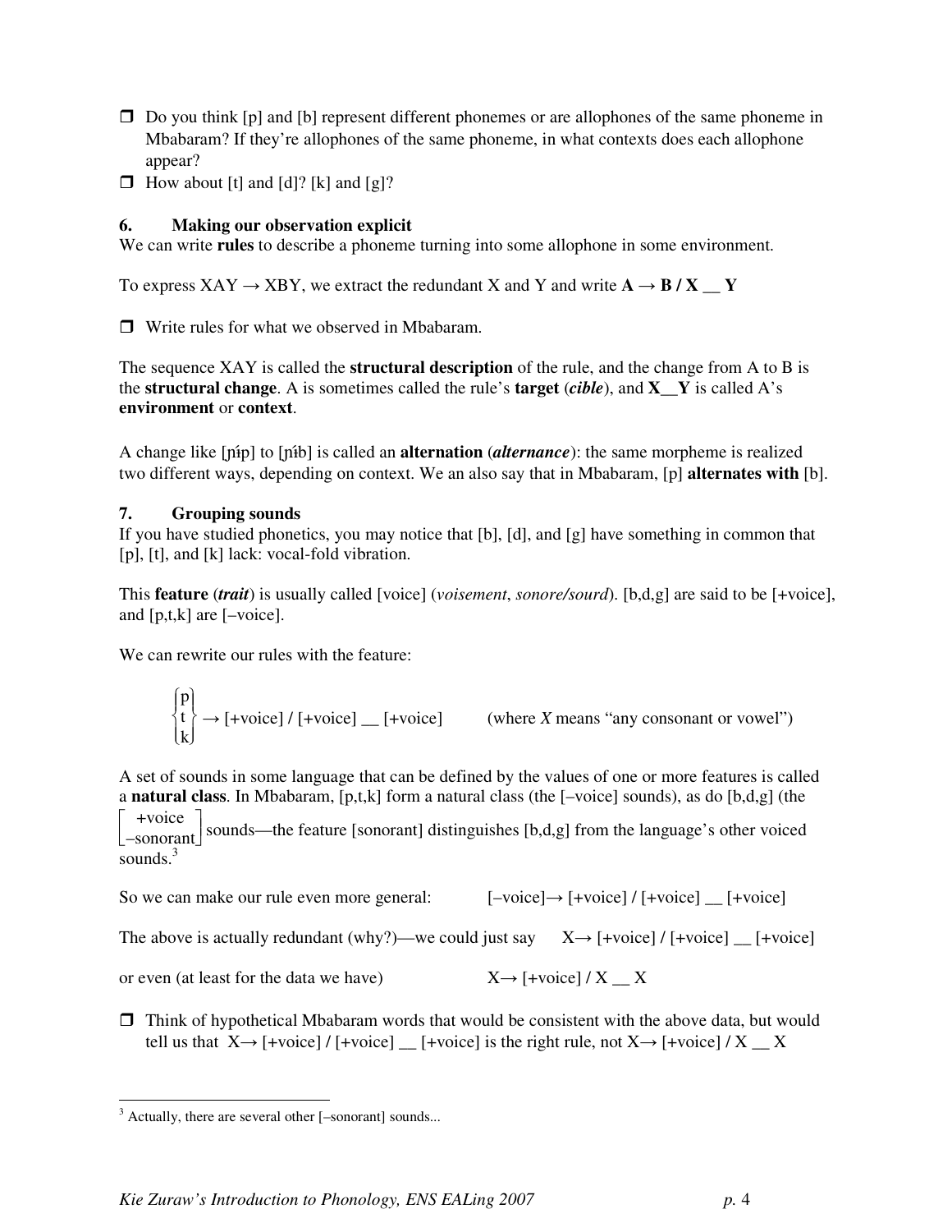- ❐ Do you think [p] and [b] represent different phonemes or are allophones of the same phoneme in Mbabaram? If they're allophones of the same phoneme, in what contexts does each allophone appear?
- ❐ How about [t] and [d]? [k] and [g]?

### 6. Making our observation explicit

We can write **rules** to describe a phoneme turning into some allophone in some environment.

To express XAY → XBY, we extract the redundant X and Y and write **A → B / X __ Y**

- ❐ Write rules for what we observed in Mbabaram.

The sequence XAY is called the **structural description** of the rule, and the change from A to B is the **structural change**. A is sometimes called the rule's **target** (*cible*), and **X__Y** is called A's **environment** or **context**.

A change like [ɲíp] to [ɲíb] is called an **alternation** (***alternance***): the same morpheme is realized two different ways, depending on context. We an also say that in Mbabaram, [p] **alternates with** [b].

### 7. Grouping sounds

If you have studied phonetics, you may notice that [b], [d], and [g] have something in common that [p], [t], and [k] lack: vocal-fold vibration.

This **feature** (***trait***) is usually called [voice] (*voisement*, *sonore/sourd*). [b,d,g] are said to be [+voice], and [p,t,k] are [–voice].

We can rewrite our rules with the feature:

$$\begin{Bmatrix} \text{p} \\ \text{t} \\ \text{k} \end{Bmatrix} \rightarrow \text{[+voice] / [+voice] \_\_ [+voice]} \qquad \text{(where } X \text{ means “any consonant or vowel”)}$$

A set of sounds in some language that can be defined by the values of one or more features is called a **natural class**. In Mbabaram, [p,t,k] form a natural class (the [–voice] sounds), as do [b,d,g] (the $\begin{bmatrix} \text{+voice} \\ \text{–sonorant} \end{bmatrix}$ sounds—the feature [sonorant] distinguishes [b,d,g] from the language's other voiced sounds.[3]

So we can make our rule even more general: [–voice]→ [+voice] / [+voice] __ [+voice]

The above is actually redundant (why?)—we could just say X→ [+voice] / [+voice] __ [+voice]

or even (at least for the data we have) X→ [+voice] / X __ X

- ❐ Think of hypothetical Mbabaram words that would be consistent with the above data, but would tell us that X→ [+voice] / [+voice] __ [+voice] is the right rule, not X→ [+voice] / X __ X

---

[3] Actually, there are several other [–sonorant] sounds...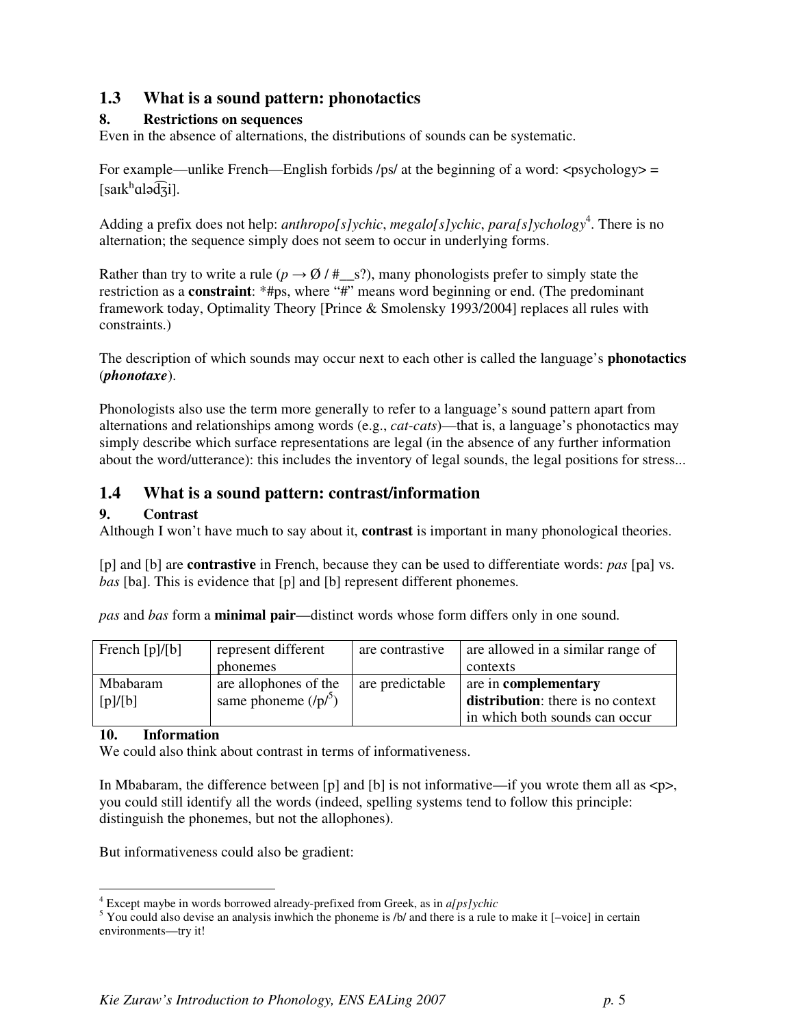## 1.3 What is a sound pattern: phonotactics

### 8. Restrictions on sequences

Even in the absence of alternations, the distributions of sounds can be systematic.

For example—unlike French—English forbids /ps/ at the beginning of a word: <psychology> = [saɪkʰɑləd͡ʒi].

Adding a prefix does not help: *anthropo[s]ychic*, *megalo[s]ychic*, *para[s]ychology*[4]. There is no alternation; the sequence simply does not seem to occur in underlying forms.

Rather than try to write a rule ($p \rightarrow \emptyset$ / #__s?), many phonologists prefer to simply state the restriction as a **constraint**: *#ps, where "#" means word beginning or end. (The predominant framework today, Optimality Theory [Prince & Smolensky 1993/2004] replaces all rules with constraints.)

The description of which sounds may occur next to each other is called the language's **phonotactics** (***phonotaxe***).

Phonologists also use the term more generally to refer to a language's sound pattern apart from alternations and relationships among words (e.g., *cat-cats*)—that is, a language's phonotactics may simply describe which surface representations are legal (in the absence of any further information about the word/utterance): this includes the inventory of legal sounds, the legal positions for stress...

## 1.4 What is a sound pattern: contrast/information

### 9. Contrast

Although I won't have much to say about it, **contrast** is important in many phonological theories.

[p] and [b] are **contrastive** in French, because they can be used to differentiate words: *pas* [pa] vs. *bas* [ba]. This is evidence that [p] and [b] represent different phonemes.

*pas* and *bas* form a **minimal pair**—distinct words whose form differs only in one sound.

| French [p]/[b] | represent different phonemes | are contrastive | are allowed in a similar range of contexts |
|---|---|---|---|
| Mbabaram [p]/[b] | are allophones of the same phoneme (/p/[5]) | are predictable | are in **complementary distribution**: there is no context in which both sounds can occur |

### 10. Information

We could also think about contrast in terms of informativeness.

In Mbabaram, the difference between [p] and [b] is not informative—if you wrote them all as <p>, you could still identify all the words (indeed, spelling systems tend to follow this principle: distinguish the phonemes, but not the allophones).

But informativeness could also be gradient:

---

[4] Except maybe in words borrowed already-prefixed from Greek, as in *a[ps]ychic*

[5] You could also devise an analysis inwhich the phoneme is /b/ and there is a rule to make it [–voice] in certain environments—try it!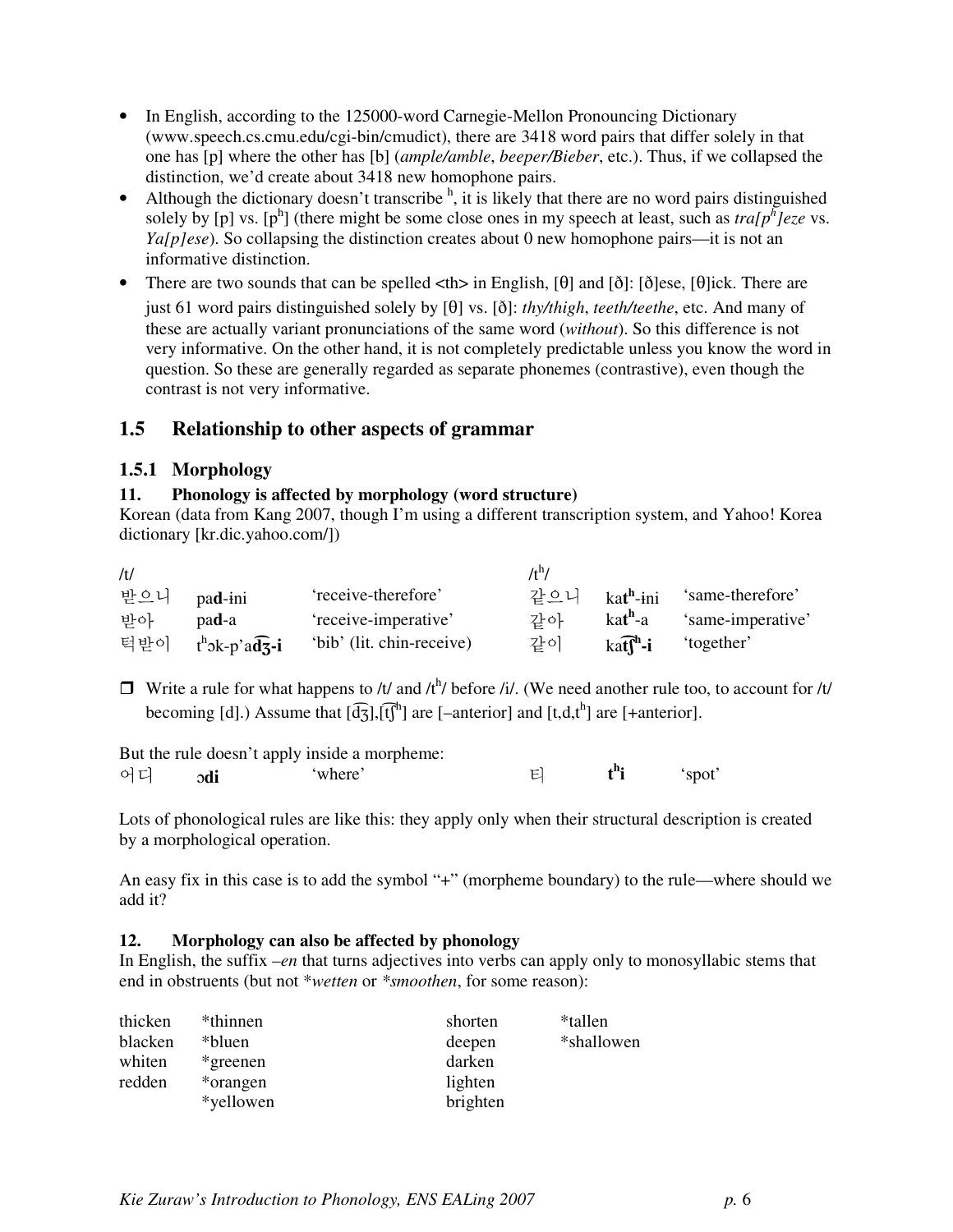- In English, according to the 125000-word Carnegie-Mellon Pronouncing Dictionary (www.speech.cs.cmu.edu/cgi-bin/cmudict), there are 3418 word pairs that differ solely in that one has [p] where the other has [b] (*ample/amble*, *beeper/Bieber*, etc.). Thus, if we collapsed the distinction, we'd create about 3418 new homophone pairs.
- Although the dictionary doesn't transcribe $^h$, it is likely that there are no word pairs distinguished solely by [p] vs. [p$^h$] (there might be some close ones in my speech at least, such as *tra[p$^h$]eze* vs. *Ya[p]ese*). So collapsing the distinction creates about 0 new homophone pairs—it is not an informative distinction.
- There are two sounds that can be spelled <th> in English, [θ] and [ð]: [ð]ese, [θ]ick. There are just 61 word pairs distinguished solely by [θ] vs. [ð]: *thy/thigh*, *teeth/teethe*, etc. And many of these are actually variant pronunciations of the same word (*without*). So this difference is not very informative. On the other hand, it is not completely predictable unless you know the word in question. So these are generally regarded as separate phonemes (contrastive), even though the contrast is not very informative.

## 1.5 Relationship to other aspects of grammar

### 1.5.1 Morphology

**11. Phonology is affected by morphology (word structure)**

Korean (data from Kang 2007, though I'm using a different transcription system, and Yahoo! Korea dictionary [kr.dic.yahoo.com/])

| /t/ | | | /t$^h$/ | | |
|---|---|---|---|---|---|
| 받으니 | pa**d**-ɨni | 'receive-therefore' | 같으니 | ka**t$^h$**-ɨni | 'same-therefore' |
| 받아 | pa**d**-a | 'receive-imperative' | 같아 | ka**t$^h$**-a | 'same-imperative' |
| 턱받이 | t$^h$ɔk-p'a**d͡ʒ-i** | 'bib' (lit. chin-receive) | 같이 | ka**t͡ʃ$^h$-i** | 'together' |

❒ Write a rule for what happens to /t/ and /t$^h$/ before /i/. (We need another rule too, to account for /t/ becoming [d].) Assume that [d͡ʒ],[t͡ʃ$^h$] are [–anterior] and [t,d,t$^h$] are [+anterior].

But the rule doesn't apply inside a morpheme:

| | | | | | |
|---|---|---|---|---|---|
| 어디 | ɔ**di** | 'where' | 티 | **t$^h$i** | 'spot' |

Lots of phonological rules are like this: they apply only when their structural description is created by a morphological operation.

An easy fix in this case is to add the symbol "+" (morpheme boundary) to the rule—where should we add it?

**12. Morphology can also be affected by phonology**

In English, the suffix *–en* that turns adjectives into verbs can apply only to monosyllabic stems that end in obstruents (but not **wetten* or **smoothen*, for some reason):

| | | | |
|---|---|---|---|
| thicken | *thinnen | shorten | *tallen |
| blacken | *bluen | deepen | *shallowen |
| whiten | *greenen | darken | |
| redden | *orangen | lighten | |
| | *yellowen | brighten | |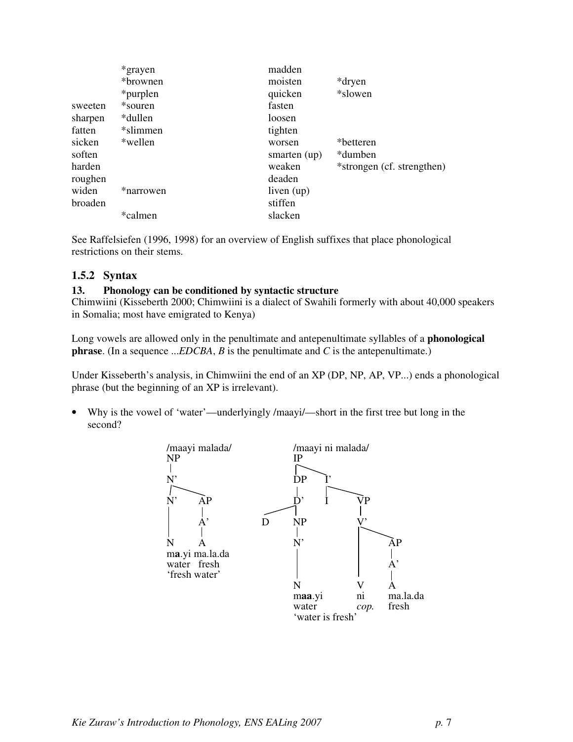| | | | |
|---|---|---|---|
| | *grayen | madden | |
| | *brownen | moisten | *dryen |
| | *purplen | quicken | *slowen |
| sweeten | *souren | fasten | |
| sharpen | *dullen | loosen | |
| fatten | *slimmen | tighten | |
| sicken | *wellen | worsen | *betteren |
| soften | | smarten (up) | *dumben |
| harden | | weaken | *strongen (cf. strengthen) |
| roughen | | deaden | |
| widen | *narrowen | liven (up) | |
| broaden | | stiffen | |
| | *calmen | slacken | |

See Raffelsiefen (1996, 1998) for an overview of English suffixes that place phonological restrictions on their stems.

### 1.5.2 Syntax

**13. Phonology can be conditioned by syntactic structure**

Chimwiini (Kisseberth 2000; Chimwiini is a dialect of Swahili formerly with about 40,000 speakers in Somalia; most have emigrated to Kenya)

Long vowels are allowed only in the penultimate and antepenultimate syllables of a **phonological phrase**. (In a sequence ...*EDCBA*, *B* is the penultimate and *C* is the antepenultimate.)

Under Kisseberth's analysis, in Chimwiini the end of an XP (DP, NP, AP, VP...) ends a phonological phrase (but the beginning of an XP is irrelevant).

- Why is the vowel of 'water'—underlyingly /maayi/—short in the first tree but long in the second?

```
/maayi malada/
NP
|
N'
|  \
N'   AP
|    |
|    A'
|    |
N    A
ma.yi ma.la.da
water  fresh
'fresh water'
```

```
/maayi ni malada/
IP
|   \
DP    I'
|     |  \
D'    I   VP
|  \       |
D   NP     V'
    |      |  \
    N'     |   AP
    |      |   |
    |      |   A'
    |      |   |
    N      V   A
    maa.yi ni  ma.la.da
    water  cop. fresh
'water is fresh'
```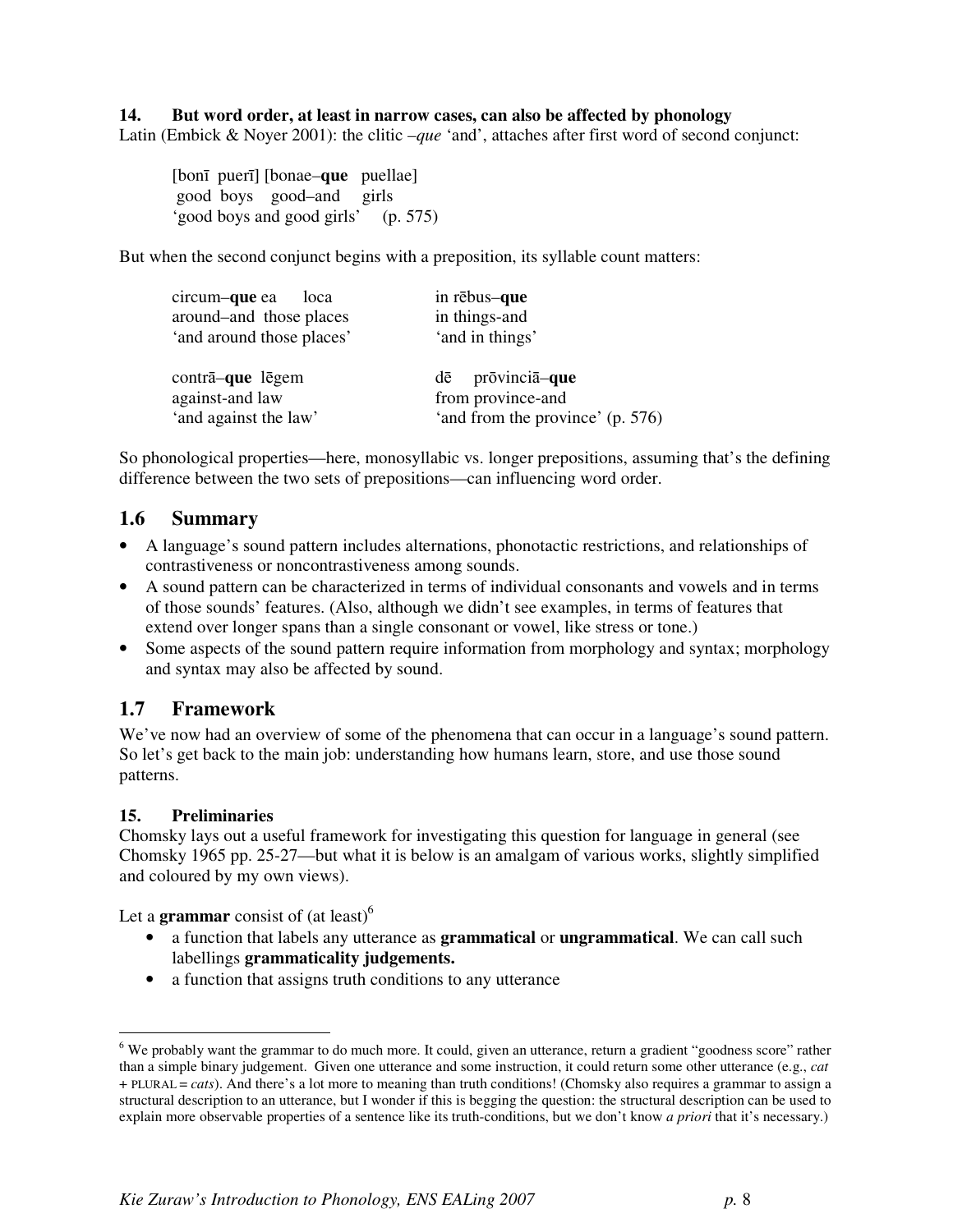**14. But word order, at least in narrow cases, can also be affected by phonology**

Latin (Embick & Noyer 2001): the clitic *–que* 'and', attaches after first word of second conjunct:

> [bonī puerī] [bonae–**que** puellae]
> good boys good–and girls
> 'good boys and good girls' (p. 575)

But when the second conjunct begins with a preposition, its syllable count matters:

| | |
|---|---|
| circum–**que** ea loca | in rēbus–**que** |
| around–and those places | in things-and |
| 'and around those places' | 'and in things' |
| | |
| contrā–**que** lēgem | dē prōvinciā–**que** |
| against-and law | from province-and |
| 'and against the law' | 'and from the province' (p. 576) |

So phonological properties—here, monosyllabic vs. longer prepositions, assuming that's the defining difference between the two sets of prepositions—can influencing word order.

## 1.6 Summary

- A language's sound pattern includes alternations, phonotactic restrictions, and relationships of contrastiveness or noncontrastiveness among sounds.
- A sound pattern can be characterized in terms of individual consonants and vowels and in terms of those sounds' features. (Also, although we didn't see examples, in terms of features that extend over longer spans than a single consonant or vowel, like stress or tone.)
- Some aspects of the sound pattern require information from morphology and syntax; morphology and syntax may also be affected by sound.

## 1.7 Framework

We've now had an overview of some of the phenomena that can occur in a language's sound pattern. So let's get back to the main job: understanding how humans learn, store, and use those sound patterns.

**15. Preliminaries**

Chomsky lays out a useful framework for investigating this question for language in general (see Chomsky 1965 pp. 25-27—but what it is below is an amalgam of various works, slightly simplified and coloured by my own views).

Let a **grammar** consist of (at least)[6]

- a function that labels any utterance as **grammatical** or **ungrammatical**. We can call such labellings **grammaticality judgements.**
- a function that assigns truth conditions to any utterance

---

[6] We probably want the grammar to do much more. It could, given an utterance, return a gradient "goodness score" rather than a simple binary judgement. Given one utterance and some instruction, it could return some other utterance (e.g., *cat* + PLURAL = *cats*). And there's a lot more to meaning than truth conditions! (Chomsky also requires a grammar to assign a structural description to an utterance, but I wonder if this is begging the question: the structural description can be used to explain more observable properties of a sentence like its truth-conditions, but we don't know *a priori* that it's necessary.)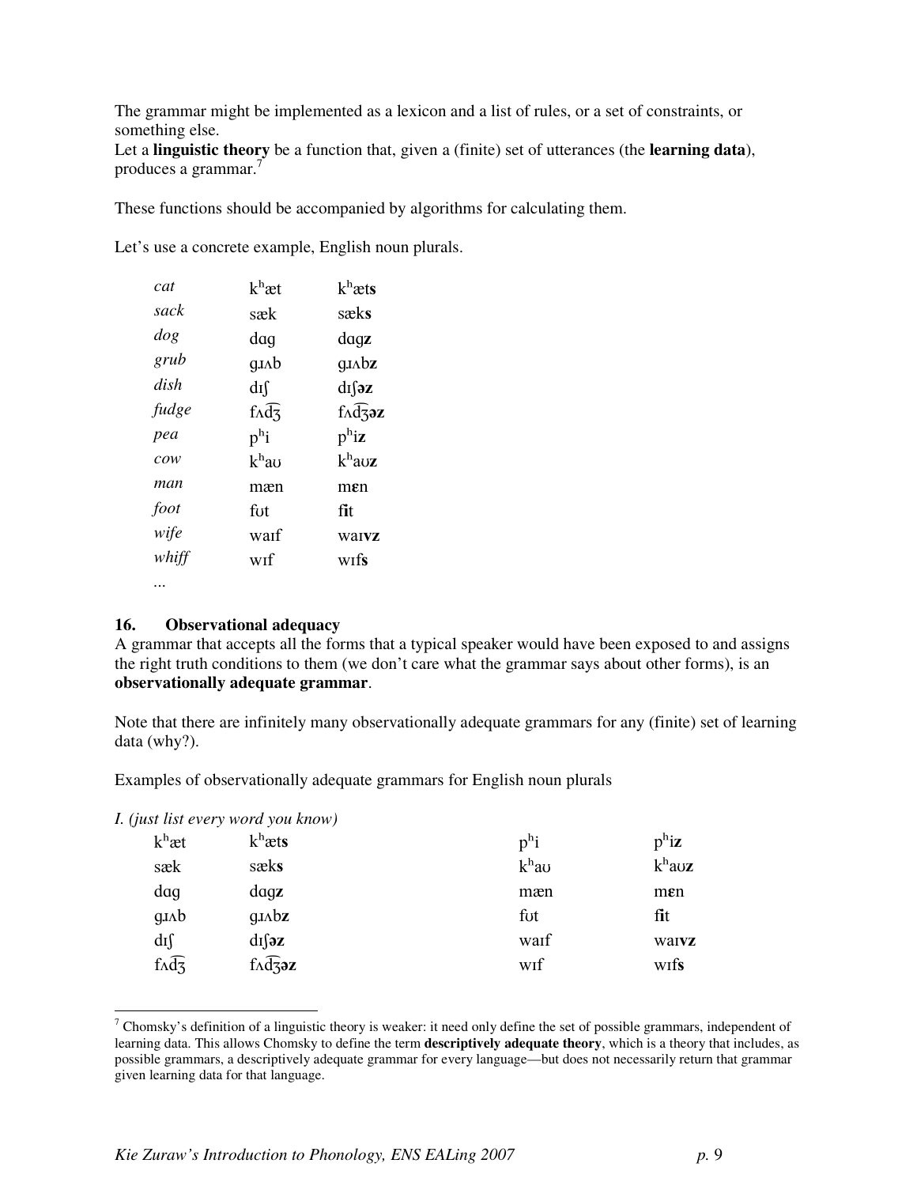The grammar might be implemented as a lexicon and a list of rules, or a set of constraints, or something else.
Let a **linguistic theory** be a function that, given a (finite) set of utterances (the **learning data**), produces a grammar.[7]

These functions should be accompanied by algorithms for calculating them.

Let's use a concrete example, English noun plurals.

| | | |
|---|---|---|
| *cat* | kʰæt | kʰæt**s** |
| *sack* | sæk | sæk**s** |
| *dog* | dɑg | dɑg**z** |
| *grub* | gɹʌb | gɹʌb**z** |
| *dish* | dɪʃ | dɪʃ**əz** |
| *fudge* | fʌd͡ʒ | fʌd͡ʒ**əz** |
| *pea* | pʰi | pʰi**z** |
| *cow* | kʰaʊ | kʰaʊ**z** |
| *man* | mæn | m**ɛ**n |
| *foot* | fʊt | f**i**t |
| *wife* | waɪf | waɪ**vz** |
| *whiff* | wɪf | wɪf**s** |
| ... | | |

## 16. Observational adequacy

A grammar that accepts all the forms that a typical speaker would have been exposed to and assigns the right truth conditions to them (we don't care what the grammar says about other forms), is an **observationally adequate grammar**.

Note that there are infinitely many observationally adequate grammars for any (finite) set of learning data (why?).

Examples of observationally adequate grammars for English noun plurals

*I. (just list every word you know)*

| | | | |
|---|---|---|---|
| kʰæt | kʰæt**s** | pʰi | pʰi**z** |
| sæk | sæk**s** | kʰaʊ | kʰaʊ**z** |
| dɑg | dɑg**z** | mæn | m**ɛ**n |
| gɹʌb | gɹʌb**z** | fʊt | f**i**t |
| dɪʃ | dɪʃ**əz** | waɪf | waɪ**vz** |
| fʌd͡ʒ | fʌd͡ʒ**əz** | wɪf | wɪf**s** |

[7] Chomsky's definition of a linguistic theory is weaker: it need only define the set of possible grammars, independent of learning data. This allows Chomsky to define the term **descriptively adequate theory**, which is a theory that includes, as possible grammars, a descriptively adequate grammar for every language—but does not necessarily return that grammar given learning data for that language.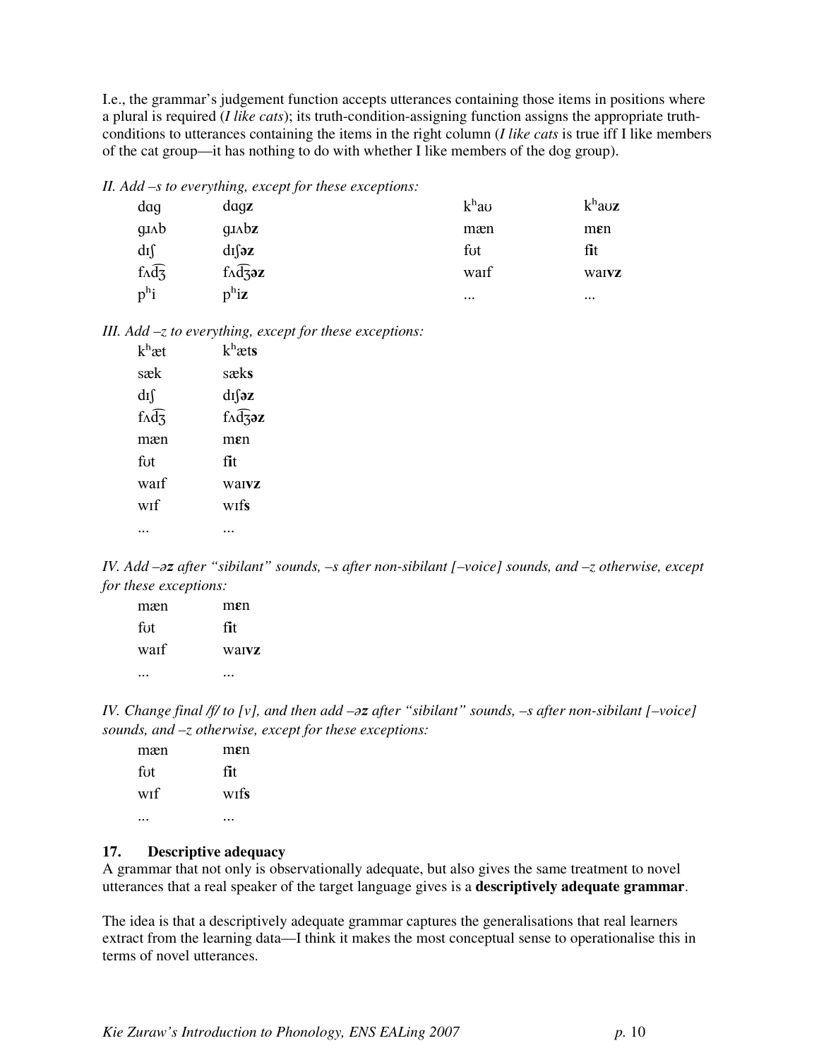I.e., the grammar's judgement function accepts utterances containing those items in positions where a plural is required (*I like cats*); its truth-condition-assigning function assigns the appropriate truth-conditions to utterances containing the items in the right column (*I like cats* is true iff I like members of the cat group—it has nothing to do with whether I like members of the dog group).

*II. Add –s to everything, except for these exceptions:*

| | | | |
|---|---|---|---|
| dɑg | dɑg**z** | kʰaʊ | kʰaʊ**z** |
| gɹʌb | gɹʌb**z** | mæn | m**ɛ**n |
| dɪʃ | dɪʃ**əz** | fʊt | f**i**t |
| fʌd͡ʒ | fʌd͡ʒ**əz** | waɪf | waɪ**vz** |
| pʰi | pʰi**z** | ... | ... |

*III. Add –z to everything, except for these exceptions:*

| | |
|---|---|
| kʰæt | kʰæt**s** |
| sæk | sæk**s** |
| dɪʃ | dɪʃ**əz** |
| fʌd͡ʒ | fʌd͡ʒ**əz** |
| mæn | m**ɛ**n |
| fʊt | f**i**t |
| waɪf | waɪ**vz** |
| wɪf | wɪf**s** |
| ... | ... |

*IV. Add –əz after "sibilant" sounds, –s after non-sibilant [–voice] sounds, and –z otherwise, except for these exceptions:*

| | |
|---|---|
| mæn | m**ɛ**n |
| fʊt | f**i**t |
| waɪf | waɪ**vz** |
| ... | ... |

*IV. Change final /f/ to [v], and then add –əz after "sibilant" sounds, –s after non-sibilant [–voice] sounds, and –z otherwise, except for these exceptions:*

| | |
|---|---|
| mæn | m**ɛ**n |
| fʊt | f**i**t |
| wɪf | wɪf**s** |
| ... | ... |

## 17. Descriptive adequacy

A grammar that not only is observationally adequate, but also gives the same treatment to novel utterances that a real speaker of the target language gives is a **descriptively adequate grammar**.

The idea is that a descriptively adequate grammar captures the generalisations that real learners extract from the learning data—I think it makes the most conceptual sense to operationalise this in terms of novel utterances.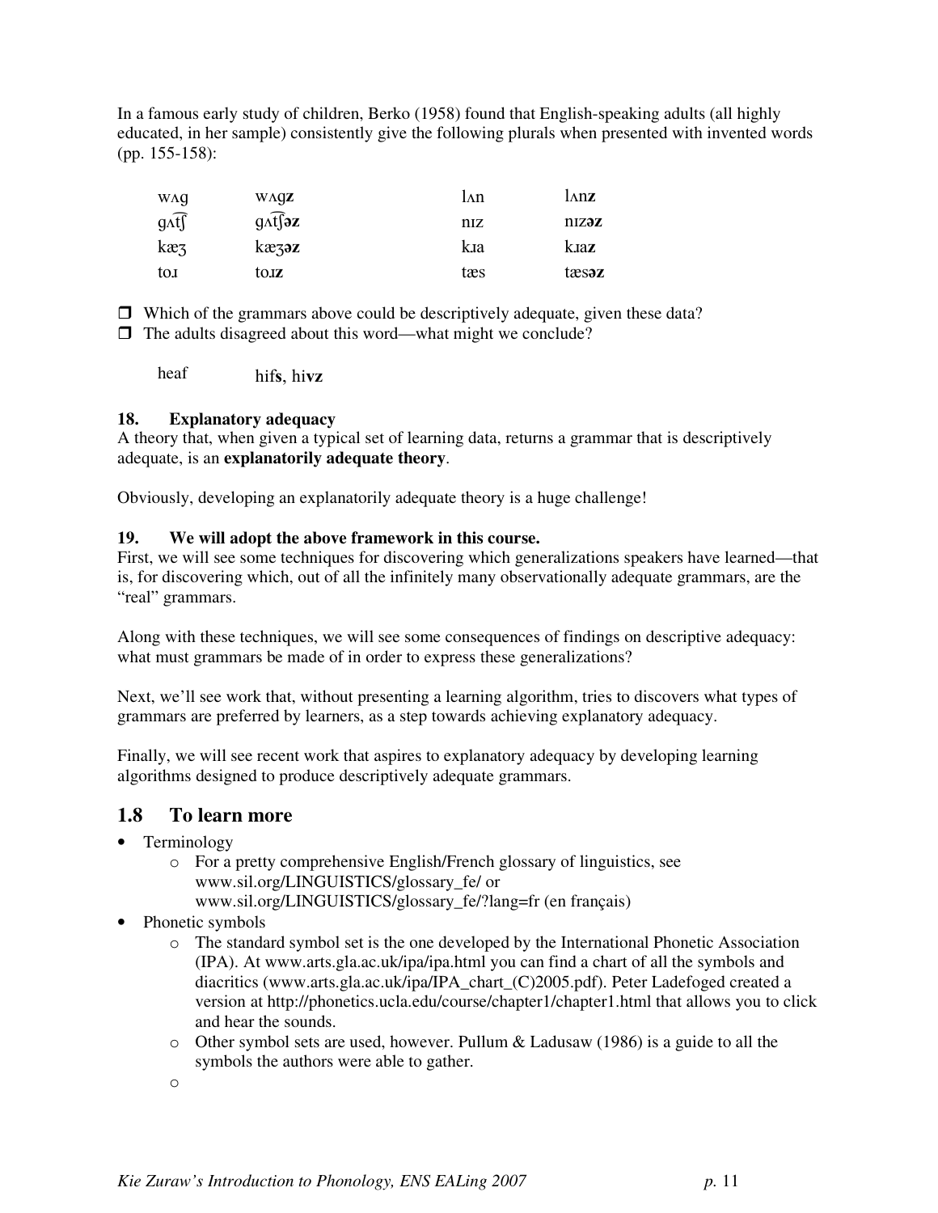In a famous early study of children, Berko (1958) found that English-speaking adults (all highly educated, in her sample) consistently give the following plurals when presented with invented words (pp. 155-158):

| | | | |
|---|---|---|---|
| wʌg | wʌg**z** | lʌn | lʌn**z** |
| gʌt͡ʃ | gʌt͡ʃ**əz** | nɪz | nɪz**əz** |
| kæʒ | kæʒ**əz** | kɹa | kɹa**z** |
| toɹ | toɹ**z** | tæs | tæs**əz** |

- ❐ Which of the grammars above could be descriptively adequate, given these data?
- ❐ The adults disagreed about this word—what might we conclude?

| | |
|---|---|
| heaf | hif**s**, hi**vz** |

#### 18. Explanatory adequacy

A theory that, when given a typical set of learning data, returns a grammar that is descriptively adequate, is an **explanatorily adequate theory**.

Obviously, developing an explanatorily adequate theory is a huge challenge!

#### 19. We will adopt the above framework in this course.

First, we will see some techniques for discovering which generalizations speakers have learned—that is, for discovering which, out of all the infinitely many observationally adequate grammars, are the "real" grammars.

Along with these techniques, we will see some consequences of findings on descriptive adequacy: what must grammars be made of in order to express these generalizations?

Next, we'll see work that, without presenting a learning algorithm, tries to discovers what types of grammars are preferred by learners, as a step towards achieving explanatory adequacy.

Finally, we will see recent work that aspires to explanatory adequacy by developing learning algorithms designed to produce descriptively adequate grammars.

## 1.8 To learn more

- Terminology
    - For a pretty comprehensive English/French glossary of linguistics, see www.sil.org/LINGUISTICS/glossary_fe/ or www.sil.org/LINGUISTICS/glossary_fe/?lang=fr (en français)
- Phonetic symbols
    - The standard symbol set is the one developed by the International Phonetic Association (IPA). At www.arts.gla.ac.uk/ipa/ipa.html you can find a chart of all the symbols and diacritics (www.arts.gla.ac.uk/ipa/IPA_chart_(C)2005.pdf). Peter Ladefoged created a version at http://phonetics.ucla.edu/course/chapter1/chapter1.html that allows you to click and hear the sounds.
    - Other symbol sets are used, however. Pullum & Ladusaw (1986) is a guide to all the symbols the authors were able to gather.
    -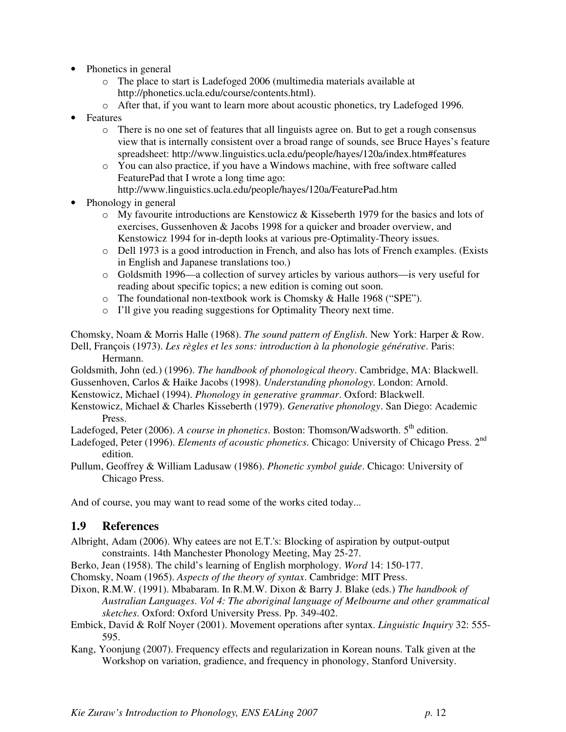- Phonetics in general
    - The place to start is Ladefoged 2006 (multimedia materials available at http://phonetics.ucla.edu/course/contents.html).
    - After that, if you want to learn more about acoustic phonetics, try Ladefoged 1996.
- Features
    - There is no one set of features that all linguists agree on. But to get a rough consensus view that is internally consistent over a broad range of sounds, see Bruce Hayes's feature spreadsheet: http://www.linguistics.ucla.edu/people/hayes/120a/index.htm#features
    - You can also practice, if you have a Windows machine, with free software called FeaturePad that I wrote a long time ago: http://www.linguistics.ucla.edu/people/hayes/120a/FeaturePad.htm
- Phonology in general
    - My favourite introductions are Kenstowicz & Kisseberth 1979 for the basics and lots of exercises, Gussenhoven & Jacobs 1998 for a quicker and broader overview, and Kenstowicz 1994 for in-depth looks at various pre-Optimality-Theory issues.
    - Dell 1973 is a good introduction in French, and also has lots of French examples. (Exists in English and Japanese translations too.)
    - Goldsmith 1996—a collection of survey articles by various authors—is very useful for reading about specific topics; a new edition is coming out soon.
    - The foundational non-textbook work is Chomsky & Halle 1968 ("SPE").
    - I'll give you reading suggestions for Optimality Theory next time.

Chomsky, Noam & Morris Halle (1968). *The sound pattern of English*. New York: Harper & Row.

Dell, François (1973). *Les règles et les sons: introduction à la phonologie générative*. Paris: Hermann.

Goldsmith, John (ed.) (1996). *The handbook of phonological theory*. Cambridge, MA: Blackwell.

Gussenhoven, Carlos & Haike Jacobs (1998). *Understanding phonology*. London: Arnold.

Kenstowicz, Michael (1994). *Phonology in generative grammar*. Oxford: Blackwell.

Kenstowicz, Michael & Charles Kisseberth (1979). *Generative phonology*. San Diego: Academic Press.

Ladefoged, Peter (2006). *A course in phonetics*. Boston: Thomson/Wadsworth. 5th edition.

Ladefoged, Peter (1996). *Elements of acoustic phonetics*. Chicago: University of Chicago Press. 2nd edition.

Pullum, Geoffrey & William Ladusaw (1986). *Phonetic symbol guide*. Chicago: University of Chicago Press.

And of course, you may want to read some of the works cited today...

## 1.9 References

Albright, Adam (2006). Why eatees are not E.T.'s: Blocking of aspiration by output-output constraints. 14th Manchester Phonology Meeting, May 25-27.

Berko, Jean (1958). The child's learning of English morphology. *Word* 14: 150-177.

Chomsky, Noam (1965). *Aspects of the theory of syntax*. Cambridge: MIT Press.

Dixon, R.M.W. (1991). Mbabaram. In R.M.W. Dixon & Barry J. Blake (eds.) *The handbook of Australian Languages*. *Vol 4: The aboriginal language of Melbourne and other grammatical sketches*. Oxford: Oxford University Press. Pp. 349-402.

Embick, David & Rolf Noyer (2001). Movement operations after syntax. *Linguistic Inquiry* 32: 555-595.

Kang, Yoonjung (2007). Frequency effects and regularization in Korean nouns. Talk given at the Workshop on variation, gradience, and frequency in phonology, Stanford University.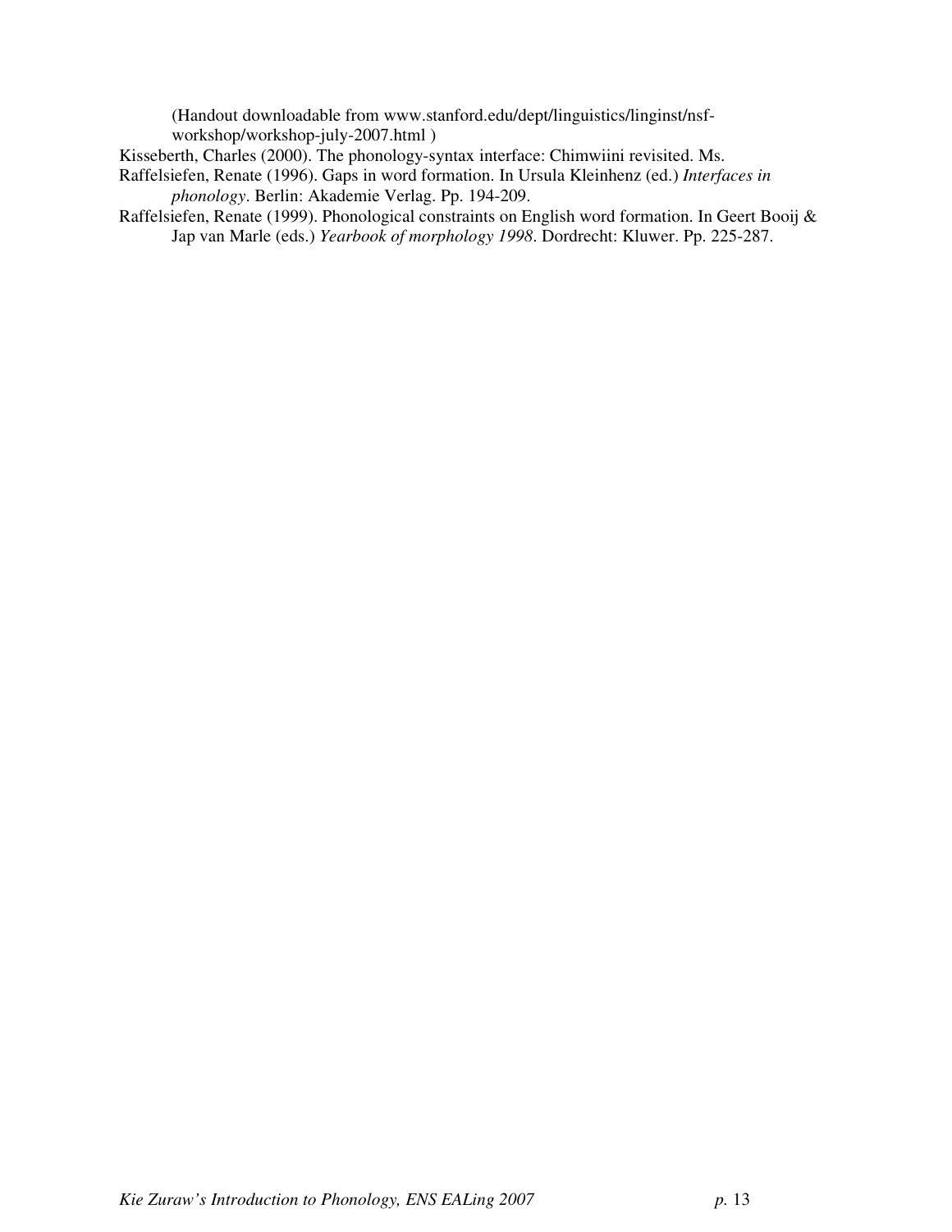(Handout downloadable from www.stanford.edu/dept/linguistics/linginst/nsf-workshop/workshop-july-2007.html )

Kisseberth, Charles (2000). The phonology-syntax interface: Chimwiini revisited. Ms.

Raffelsiefen, Renate (1996). Gaps in word formation. In Ursula Kleinhenz (ed.) *Interfaces in phonology*. Berlin: Akademie Verlag. Pp. 194-209.

Raffelsiefen, Renate (1999). Phonological constraints on English word formation. In Geert Booij & Jap van Marle (eds.) *Yearbook of morphology 1998*. Dordrecht: Kluwer. Pp. 225-287.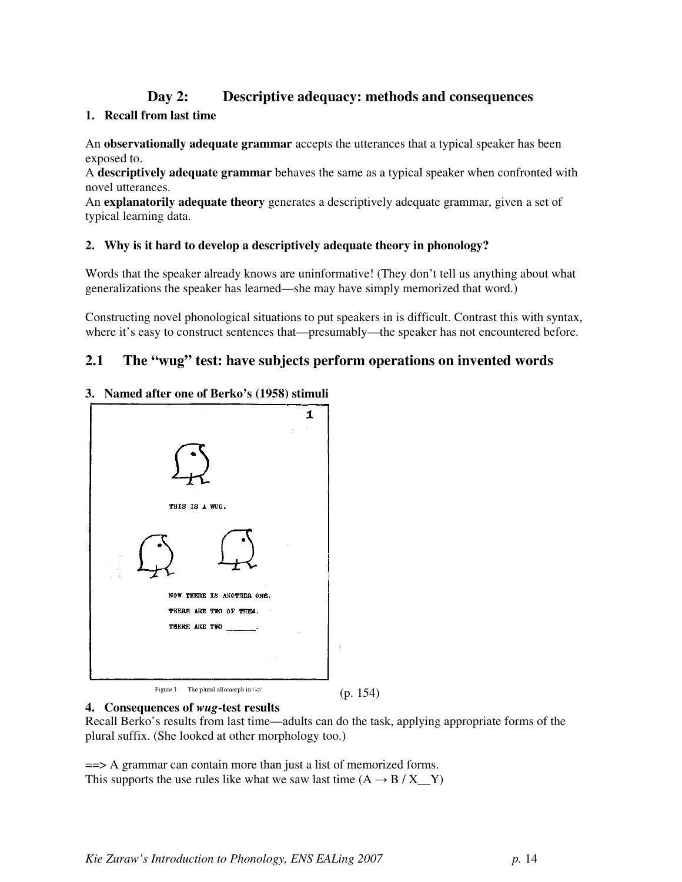## Day 2: Descriptive adequacy: methods and consequences

**1. Recall from last time**

An **observationally adequate grammar** accepts the utterances that a typical speaker has been exposed to.
A **descriptively adequate grammar** behaves the same as a typical speaker when confronted with novel utterances.
An **explanatorily adequate theory** generates a descriptively adequate grammar, given a set of typical learning data.

**2. Why is it hard to develop a descriptively adequate theory in phonology?**

Words that the speaker already knows are uninformative! (They don't tell us anything about what generalizations the speaker has learned—she may have simply memorized that word.)

Constructing novel phonological situations to put speakers in is difficult. Contrast this with syntax, where it's easy to construct sentences that—presumably—the speaker has not encountered before.

## 2.1 The "wug" test: have subjects perform operations on invented words

**3. Named after one of Berko's (1958) stimuli**

THIS IS A WUG.

NOW THERE IS ANOTHER ONE.
THERE ARE TWO OF THEM.
THERE ARE TWO ______.

Figure 1. The plural allomorph in /-z/.

(p. 154)

**4. Consequences of *wug*-test results**
Recall Berko's results from last time—adults can do the task, applying appropriate forms of the plural suffix. (She looked at other morphology too.)

==> A grammar can contain more than just a list of memorized forms.
This supports the use rules like what we saw last time (A → B / X__Y)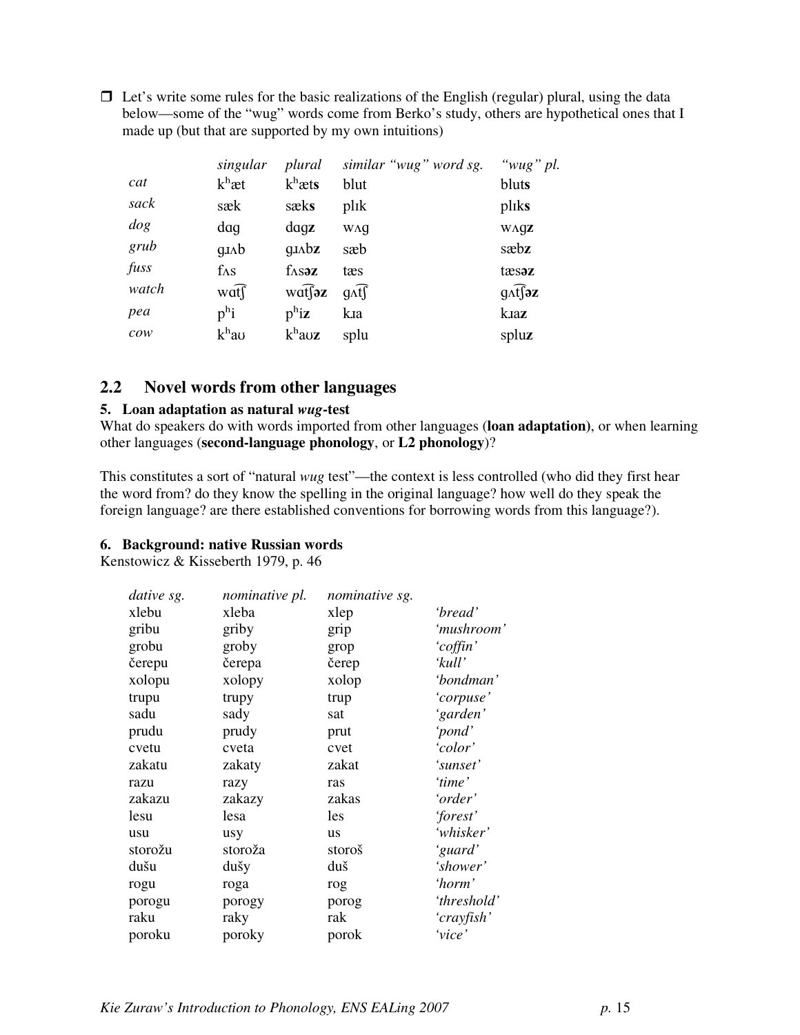❒ Let's write some rules for the basic realizations of the English (regular) plural, using the data below—some of the "wug" words come from Berko's study, others are hypothetical ones that I made up (but that are supported by my own intuitions)

| | *singular* | *plural* | *similar "wug" word sg.* | *"wug" pl.* |
|---|---|---|---|---|
| *cat* | kʰæt | kʰæt**s** | blut | blut**s** |
| *sack* | sæk | sæk**s** | plɪk | plɪk**s** |
| *dog* | dɑg | dɑg**z** | wʌg | wʌg**z** |
| *grub* | gɹʌb | gɹʌb**z** | sæb | sæb**z** |
| *fuss* | fʌs | fʌs**əz** | tæs | tæs**əz** |
| *watch* | wɑt͡ʃ | wɑt͡ʃ**əz** | gʌt͡ʃ | gʌt͡ʃ**əz** |
| *pea* | pʰi | pʰi**z** | kɹa | kɹa**z** |
| *cow* | kʰaʊ | kʰaʊ**z** | splu | splu**z** |

## 2.2 Novel words from other languages

### 5. Loan adaptation as natural *wug*-test

What do speakers do with words imported from other languages (**loan adaptation**), or when learning other languages (**second-language phonology**, or **L2 phonology**)?

This constitutes a sort of "natural *wug* test"—the context is less controlled (who did they first hear the word from? do they know the spelling in the original language? how well do they speak the foreign language? are there established conventions for borrowing words from this language?).

### 6. Background: native Russian words

Kenstowicz & Kisseberth 1979, p. 46

| *dative sg.* | *nominative pl.* | *nominative sg.* | |
|---|---|---|---|
| xlebu | xleba | xlep | *'bread'* |
| gribu | griby | grip | *'mushroom'* |
| grobu | groby | grop | *'coffin'* |
| čerepu | čerepa | čerep | *'kull'* |
| xolopu | xolopy | xolop | *'bondman'* |
| trupu | trupy | trup | *'corpuse'* |
| sadu | sady | sat | *'garden'* |
| prudu | prudy | prut | *'pond'* |
| cvetu | cveta | cvet | *'color'* |
| zakatu | zakaty | zakat | *'sunset'* |
| razu | razy | ras | *'time'* |
| zakazu | zakazy | zakas | *'order'* |
| lesu | lesa | les | *'forest'* |
| usu | usy | us | *'whisker'* |
| storožu | storoža | storoš | *'guard'* |
| dušu | dušy | duš | *'shower'* |
| rogu | roga | rog | *'horm'* |
| porogu | porogy | porog | *'threshold'* |
| raku | raky | rak | *'crayfish'* |
| poroku | poroky | porok | *'vice'* |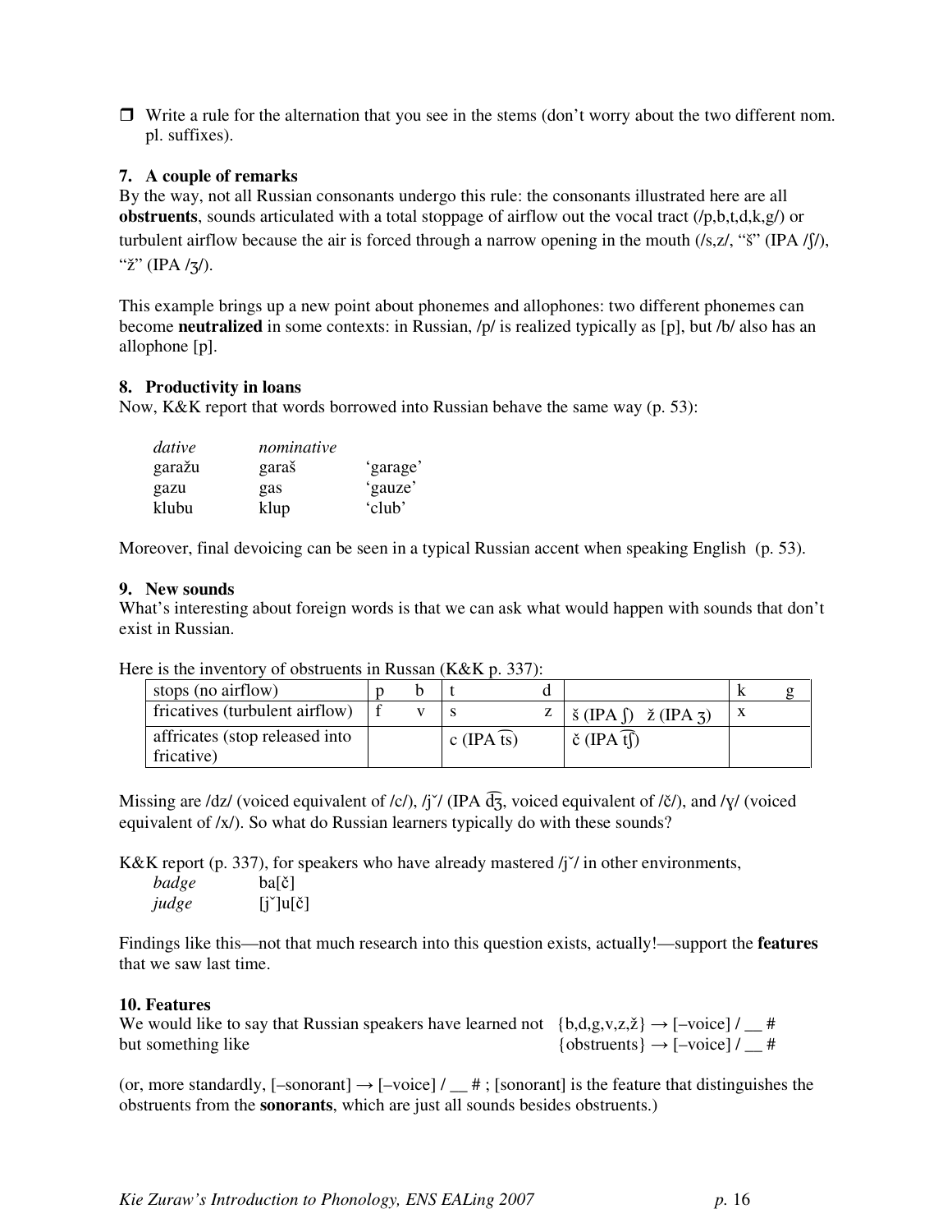❒ Write a rule for the alternation that you see in the stems (don't worry about the two different nom. pl. suffixes).

### 7. A couple of remarks

By the way, not all Russian consonants undergo this rule: the consonants illustrated here are all **obstruents**, sounds articulated with a total stoppage of airflow out the vocal tract (/p,b,t,d,k,g/) or turbulent airflow because the air is forced through a narrow opening in the mouth (/s,z/, "š" (IPA /ʃ/), "ž" (IPA /ʒ/).

This example brings up a new point about phonemes and allophones: two different phonemes can become **neutralized** in some contexts: in Russian, /p/ is realized typically as [p], but /b/ also has an allophone [p].

### 8. Productivity in loans

Now, K&K report that words borrowed into Russian behave the same way (p. 53):

| *dative* | *nominative* | |
|---|---|---|
| garažu | garaš | 'garage' |
| gazu | gas | 'gauze' |
| klubu | klup | 'club' |

Moreover, final devoicing can be seen in a typical Russian accent when speaking English (p. 53).

### 9. New sounds

What's interesting about foreign words is that we can ask what would happen with sounds that don't exist in Russian.

Here is the inventory of obstruents in Russan (K&K p. 337):

| | | | | | | |
|---|---|---|---|---|---|---|
| stops (no airflow) | p | b | t | d | | k g |
| fricatives (turbulent airflow) | f | v | s | z | š (IPA ʃ) ž (IPA ʒ) | x |
| affricates (stop released into fricative) | | | c (IPA t͡s) | | č (IPA t͡ʃ) | |

Missing are /dz/ (voiced equivalent of /c/), /ǰ/ (IPA d͡ʒ, voiced equivalent of /č/), and /ɣ/ (voiced equivalent of /x/). So what do Russian learners typically do with these sounds?

K&K report (p. 337), for speakers who have already mastered /ǰ/ in other environments,

*badge* ba[č]
*judge* [ǰ]u[č]

Findings like this—not that much research into this question exists, actually!—support the **features** that we saw last time.

### 10. Features

We would like to say that Russian speakers have learned not {b,d,g,v,z,ž} → [–voice] / __ #
but something like {obstruents} → [–voice] / __ #

(or, more standardly, [–sonorant] → [–voice] / __ # ; [sonorant] is the feature that distinguishes the obstruents from the **sonorants**, which are just all sounds besides obstruents.)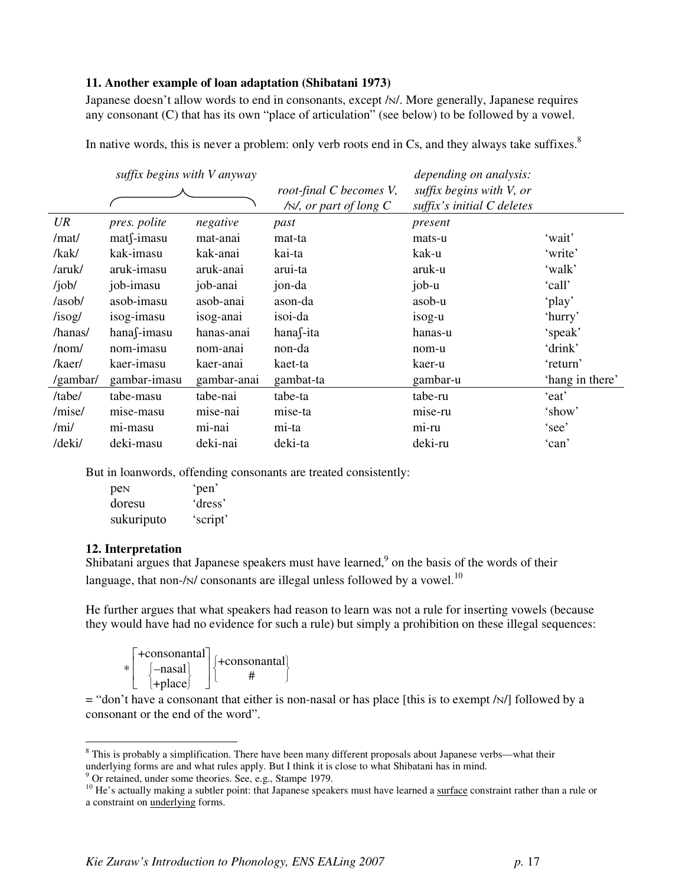### 11. Another example of loan adaptation (Shibatani 1973)

Japanese doesn't allow words to end in consonants, except /ɴ/. More generally, Japanese requires any consonant (C) that has its own "place of articulation" (see below) to be followed by a vowel.

In native words, this is never a problem: only verb roots end in Cs, and they always take suffixes.[8]

| | *suffix begins with V anyway* | | *root-final C becomes V, /ɴ/, or part of long C* | *depending on analysis: suffix begins with V, or suffix's initial C deletes* | |
|---|---|---|---|---|---|
| *UR* | *pres. polite* | *negative* | *past* | *present* | |
| /mat/ | matʃ-imasu | mat-anai | mat-ta | mats-u | 'wait' |
| /kak/ | kak-imasu | kak-anai | kai-ta | kak-u | 'write' |
| /aruk/ | aruk-imasu | aruk-anai | arui-ta | aruk-u | 'walk' |
| /job/ | job-imasu | job-anai | jon-da | job-u | 'call' |
| /asob/ | asob-imasu | asob-anai | ason-da | asob-u | 'play' |
| /isog/ | isog-imasu | isog-anai | isoi-da | isog-u | 'hurry' |
| /hanas/ | hanaʃ-imasu | hanas-anai | hanaʃ-ita | hanas-u | 'speak' |
| /nom/ | nom-imasu | nom-anai | non-da | nom-u | 'drink' |
| /kaer/ | kaer-imasu | kaer-anai | kaet-ta | kaer-u | 'return' |
| /gambar/ | gambar-imasu | gambar-anai | gambat-ta | gambar-u | 'hang in there' |
| /tabe/ | tabe-masu | tabe-nai | tabe-ta | tabe-ru | 'eat' |
| /mise/ | mise-masu | mise-nai | mise-ta | mise-ru | 'show' |
| /mi/ | mi-masu | mi-nai | mi-ta | mi-ru | 'see' |
| /deki/ | deki-masu | deki-nai | deki-ta | deki-ru | 'can' |

But in loanwords, offending consonants are treated consistently:

| | |
|---|---|
| peɴ | 'pen' |
| doresu | 'dress' |
| sukuriputo | 'script' |

### 12. Interpretation

Shibatani argues that Japanese speakers must have learned,[9] on the basis of the words of their language, that non-/ɴ/ consonants are illegal unless followed by a vowel.[10]

He further argues that what speakers had reason to learn was not a rule for inserting vowels (because they would have had no evidence for such a rule) but simply a prohibition on these illegal sequences:

$$*\begin{bmatrix}\text{+consonantal}\\ \begin{Bmatrix}\text{–nasal}\\ \text{+place}\end{Bmatrix}\end{bmatrix}\begin{Bmatrix}\text{+consonantal}\\ \#\end{Bmatrix}$$

= "don't have a consonant that either is non-nasal or has place [this is to exempt /ɴ/] followed by a consonant or the end of the word".

---

[8] This is probably a simplification. There have been many different proposals about Japanese verbs—what their underlying forms are and what rules apply. But I think it is close to what Shibatani has in mind.

[9] Or retained, under some theories. See, e.g., Stampe 1979.

[10] He's actually making a subtler point: that Japanese speakers must have learned a surface constraint rather than a rule or a constraint on underlying forms.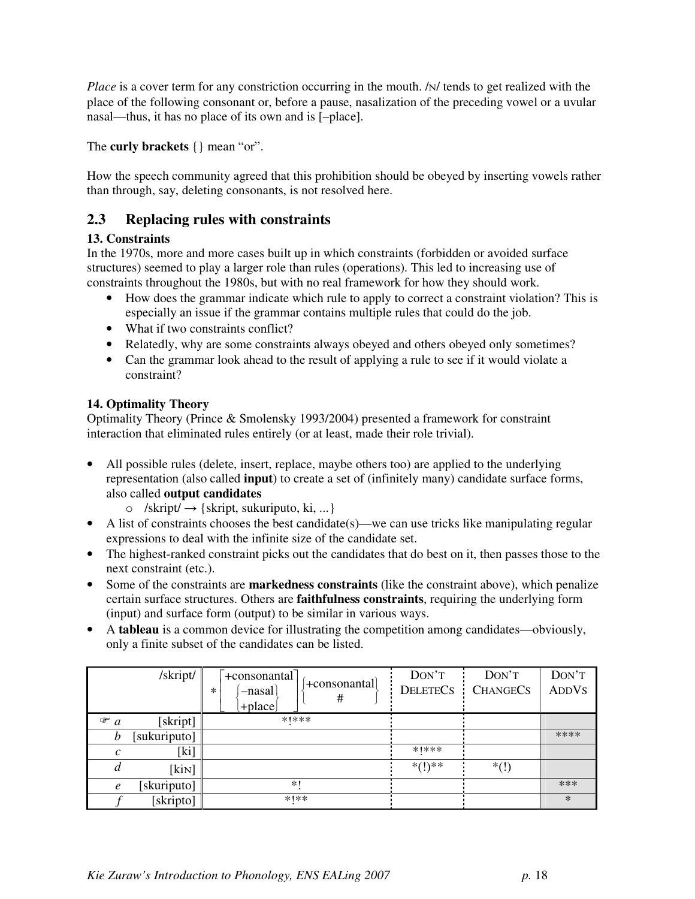*Place* is a cover term for any constriction occurring in the mouth. /ɴ/ tends to get realized with the place of the following consonant or, before a pause, nasalization of the preceding vowel or a uvular nasal—thus, it has no place of its own and is [–place].

The **curly brackets** {} mean "or".

How the speech community agreed that this prohibition should be obeyed by inserting vowels rather than through, say, deleting consonants, is not resolved here.

## 2.3 Replacing rules with constraints

**13. Constraints**

In the 1970s, more and more cases built up in which constraints (forbidden or avoided surface structures) seemed to play a larger role than rules (operations). This led to increasing use of constraints throughout the 1980s, but with no real framework for how they should work.

- How does the grammar indicate which rule to apply to correct a constraint violation? This is especially an issue if the grammar contains multiple rules that could do the job.
- What if two constraints conflict?
- Relatedly, why are some constraints always obeyed and others obeyed only sometimes?
- Can the grammar look ahead to the result of applying a rule to see if it would violate a constraint?

**14. Optimality Theory**

Optimality Theory (Prince & Smolensky 1993/2004) presented a framework for constraint interaction that eliminated rules entirely (or at least, made their role trivial).

- All possible rules (delete, insert, replace, maybe others too) are applied to the underlying representation (also called **input**) to create a set of (infinitely many) candidate surface forms, also called **output candidates**
    - /skript/ → {skript, sukuriputo, ki, ...}
- A list of constraints chooses the best candidate(s)—we can use tricks like manipulating regular expressions to deal with the infinite size of the candidate set.
- The highest-ranked constraint picks out the candidates that do best on it, then passes those to the next constraint (etc.).
- Some of the constraints are **markedness constraints** (like the constraint above), which penalize certain surface structures. Others are **faithfulness constraints**, requiring the underlying form (input) and surface form (output) to be similar in various ways.
- A **tableau** is a common device for illustrating the competition among candidates—obviously, only a finite subset of the candidates can be listed.

| | /skript/ | *[+consonantal, {–nasal, +place}] {+consonantal, #} | DON'T DELETECS | DON'T CHANGECS | DON'T ADDVS |
|---|---|---|---|---|---|
| ☞ *a* | [skript] | *!*** | | | |
| *b* | [sukuriputo] | | | | **** |
| *c* | [ki] | | *!*** | | |
| *d* | [kiɴ] | | *(!)** | *(!) | |
| *e* | [skuriputo] | *! | | | *** |
| *f* | [skripto] | *!** | | | * |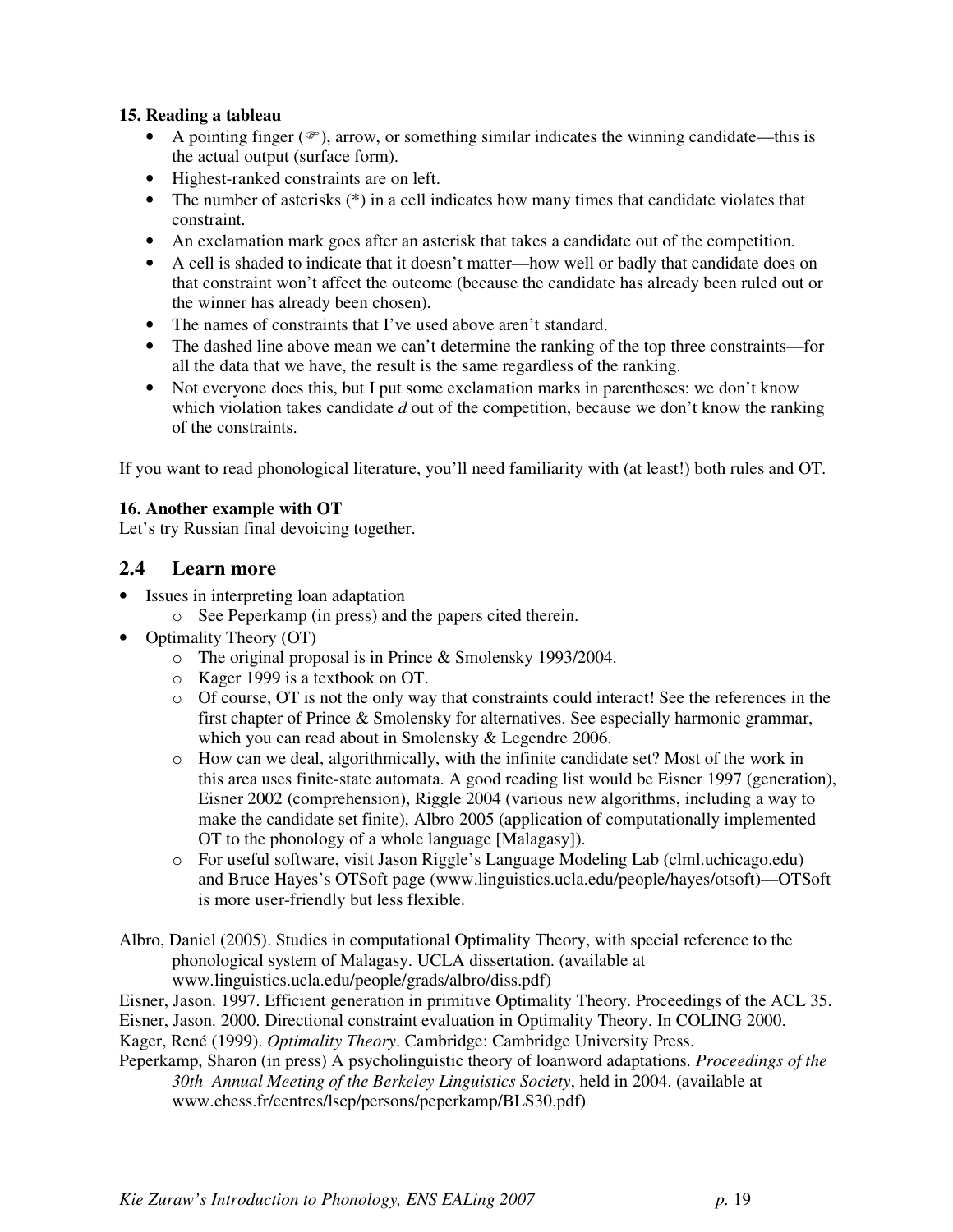**15. Reading a tableau**

- A pointing finger (☞), arrow, or something similar indicates the winning candidate—this is the actual output (surface form).
- Highest-ranked constraints are on left.
- The number of asterisks (*) in a cell indicates how many times that candidate violates that constraint.
- An exclamation mark goes after an asterisk that takes a candidate out of the competition.
- A cell is shaded to indicate that it doesn't matter—how well or badly that candidate does on that constraint won't affect the outcome (because the candidate has already been ruled out or the winner has already been chosen).
- The names of constraints that I've used above aren't standard.
- The dashed line above mean we can't determine the ranking of the top three constraints—for all the data that we have, the result is the same regardless of the ranking.
- Not everyone does this, but I put some exclamation marks in parentheses: we don't know which violation takes candidate *d* out of the competition, because we don't know the ranking of the constraints.

If you want to read phonological literature, you'll need familiarity with (at least!) both rules and OT.

**16. Another example with OT**

Let's try Russian final devoicing together.

## 2.4 Learn more

- Issues in interpreting loan adaptation
  - See Peperkamp (in press) and the papers cited therein.
- Optimality Theory (OT)
  - The original proposal is in Prince & Smolensky 1993/2004.
  - Kager 1999 is a textbook on OT.
  - Of course, OT is not the only way that constraints could interact! See the references in the first chapter of Prince & Smolensky for alternatives. See especially harmonic grammar, which you can read about in Smolensky & Legendre 2006.
  - How can we deal, algorithmically, with the infinite candidate set? Most of the work in this area uses finite-state automata. A good reading list would be Eisner 1997 (generation), Eisner 2002 (comprehension), Riggle 2004 (various new algorithms, including a way to make the candidate set finite), Albro 2005 (application of computationally implemented OT to the phonology of a whole language [Malagasy]).
  - For useful software, visit Jason Riggle's Language Modeling Lab (clml.uchicago.edu) and Bruce Hayes's OTSoft page (www.linguistics.ucla.edu/people/hayes/otsoft)—OTSoft is more user-friendly but less flexible.

Albro, Daniel (2005). Studies in computational Optimality Theory, with special reference to the phonological system of Malagasy. UCLA dissertation. (available at www.linguistics.ucla.edu/people/grads/albro/diss.pdf)

Eisner, Jason. 1997. Efficient generation in primitive Optimality Theory. Proceedings of the ACL 35.

Eisner, Jason. 2000. Directional constraint evaluation in Optimality Theory. In COLING 2000.

Kager, René (1999). *Optimality Theory*. Cambridge: Cambridge University Press.

Peperkamp, Sharon (in press) A psycholinguistic theory of loanword adaptations. *Proceedings of the 30th Annual Meeting of the Berkeley Linguistics Society*, held in 2004. (available at www.ehess.fr/centres/lscp/persons/peperkamp/BLS30.pdf)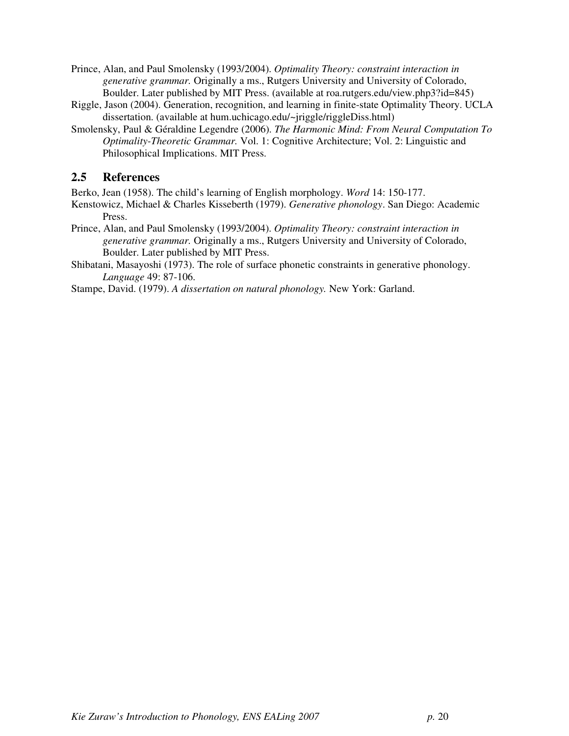Prince, Alan, and Paul Smolensky (1993/2004). *Optimality Theory: constraint interaction in generative grammar.* Originally a ms., Rutgers University and University of Colorado, Boulder. Later published by MIT Press. (available at roa.rutgers.edu/view.php3?id=845)

Riggle, Jason (2004). Generation, recognition, and learning in finite-state Optimality Theory. UCLA dissertation. (available at hum.uchicago.edu/~jriggle/riggleDiss.html)

Smolensky, Paul & Géraldine Legendre (2006). *The Harmonic Mind: From Neural Computation To Optimality-Theoretic Grammar.* Vol. 1: Cognitive Architecture; Vol. 2: Linguistic and Philosophical Implications. MIT Press.

## 2.5 References

Berko, Jean (1958). The child's learning of English morphology. *Word* 14: 150-177.

Kenstowicz, Michael & Charles Kisseberth (1979). *Generative phonology*. San Diego: Academic Press.

Prince, Alan, and Paul Smolensky (1993/2004). *Optimality Theory: constraint interaction in generative grammar.* Originally a ms., Rutgers University and University of Colorado, Boulder. Later published by MIT Press.

Shibatani, Masayoshi (1973). The role of surface phonetic constraints in generative phonology. *Language* 49: 87-106.

Stampe, David. (1979). *A dissertation on natural phonology.* New York: Garland.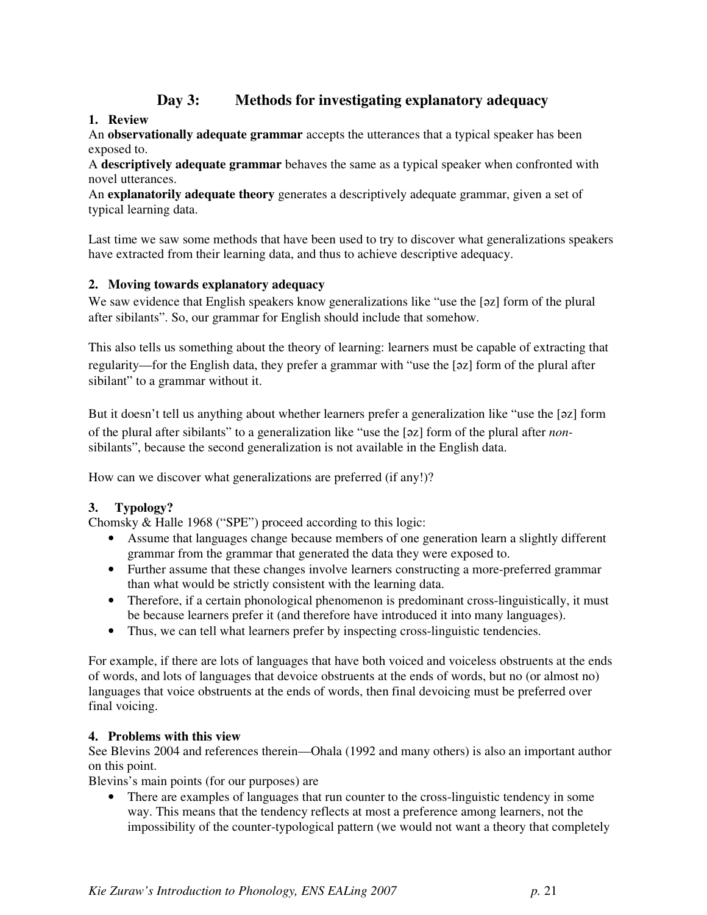## Day 3: Methods for investigating explanatory adequacy

### 1. Review

An **observationally adequate grammar** accepts the utterances that a typical speaker has been exposed to.

A **descriptively adequate grammar** behaves the same as a typical speaker when confronted with novel utterances.

An **explanatorily adequate theory** generates a descriptively adequate grammar, given a set of typical learning data.

Last time we saw some methods that have been used to try to discover what generalizations speakers have extracted from their learning data, and thus to achieve descriptive adequacy.

### 2. Moving towards explanatory adequacy

We saw evidence that English speakers know generalizations like "use the [əz] form of the plural after sibilants". So, our grammar for English should include that somehow.

This also tells us something about the theory of learning: learners must be capable of extracting that regularity—for the English data, they prefer a grammar with "use the [əz] form of the plural after sibilant" to a grammar without it.

But it doesn't tell us anything about whether learners prefer a generalization like "use the [əz] form of the plural after sibilants" to a generalization like "use the [əz] form of the plural after *non*-sibilants", because the second generalization is not available in the English data.

How can we discover what generalizations are preferred (if any!)?

### 3. Typology?

Chomsky & Halle 1968 ("SPE") proceed according to this logic:

- Assume that languages change because members of one generation learn a slightly different grammar from the grammar that generated the data they were exposed to.
- Further assume that these changes involve learners constructing a more-preferred grammar than what would be strictly consistent with the learning data.
- Therefore, if a certain phonological phenomenon is predominant cross-linguistically, it must be because learners prefer it (and therefore have introduced it into many languages).
- Thus, we can tell what learners prefer by inspecting cross-linguistic tendencies.

For example, if there are lots of languages that have both voiced and voiceless obstruents at the ends of words, and lots of languages that devoice obstruents at the ends of words, but no (or almost no) languages that voice obstruents at the ends of words, then final devoicing must be preferred over final voicing.

### 4. Problems with this view

See Blevins 2004 and references therein—Ohala (1992 and many others) is also an important author on this point.

Blevins's main points (for our purposes) are

- There are examples of languages that run counter to the cross-linguistic tendency in some way. This means that the tendency reflects at most a preference among learners, not the impossibility of the counter-typological pattern (we would not want a theory that completely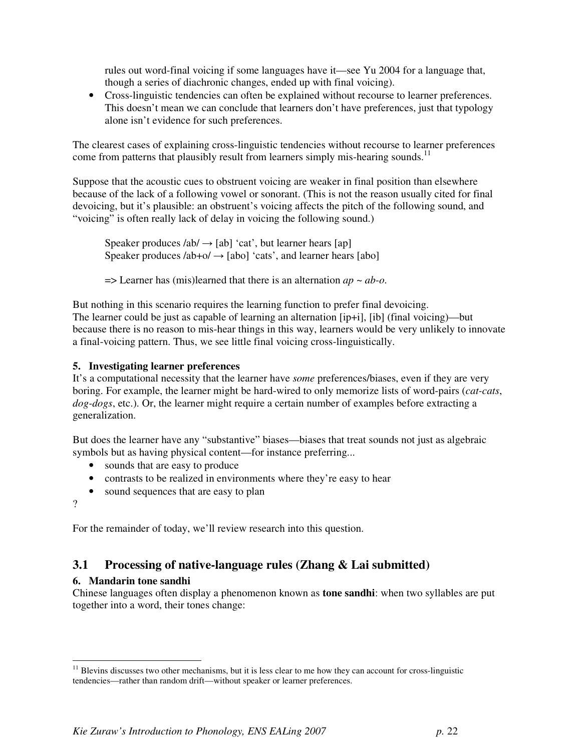rules out word-final voicing if some languages have it—see Yu 2004 for a language that, though a series of diachronic changes, ended up with final voicing).

- Cross-linguistic tendencies can often be explained without recourse to learner preferences. This doesn't mean we can conclude that learners don't have preferences, just that typology alone isn't evidence for such preferences.

The clearest cases of explaining cross-linguistic tendencies without recourse to learner preferences come from patterns that plausibly result from learners simply mis-hearing sounds.[11]

Suppose that the acoustic cues to obstruent voicing are weaker in final position than elsewhere because of the lack of a following vowel or sonorant. (This is not the reason usually cited for final devoicing, but it's plausible: an obstruent's voicing affects the pitch of the following sound, and "voicing" is often really lack of delay in voicing the following sound.)

> Speaker produces /ab/ → [ab] 'cat', but learner hears [ap]
> Speaker produces /ab+o/ → [abo] 'cats', and learner hears [abo]
>
> => Learner has (mis)learned that there is an alternation *ap ~ ab-o*.

But nothing in this scenario requires the learning function to prefer final devoicing.
The learner could be just as capable of learning an alternation [ip+i], [ib] (final voicing)—but because there is no reason to mis-hear things in this way, learners would be very unlikely to innovate a final-voicing pattern. Thus, we see little final voicing cross-linguistically.

**5. Investigating learner preferences**

It's a computational necessity that the learner have *some* preferences/biases, even if they are very boring. For example, the learner might be hard-wired to only memorize lists of word-pairs (*cat-cats*, *dog-dogs*, etc.). Or, the learner might require a certain number of examples before extracting a generalization.

But does the learner have any "substantive" biases—biases that treat sounds not just as algebraic symbols but as having physical content—for instance preferring...

- sounds that are easy to produce
- contrasts to be realized in environments where they're easy to hear
- sound sequences that are easy to plan

?

For the remainder of today, we'll review research into this question.

## 3.1 Processing of native-language rules (Zhang & Lai submitted)

**6. Mandarin tone sandhi**

Chinese languages often display a phenomenon known as **tone sandhi**: when two syllables are put together into a word, their tones change:

[11] Blevins discusses two other mechanisms, but it is less clear to me how they can account for cross-linguistic tendencies—rather than random drift—without speaker or learner preferences.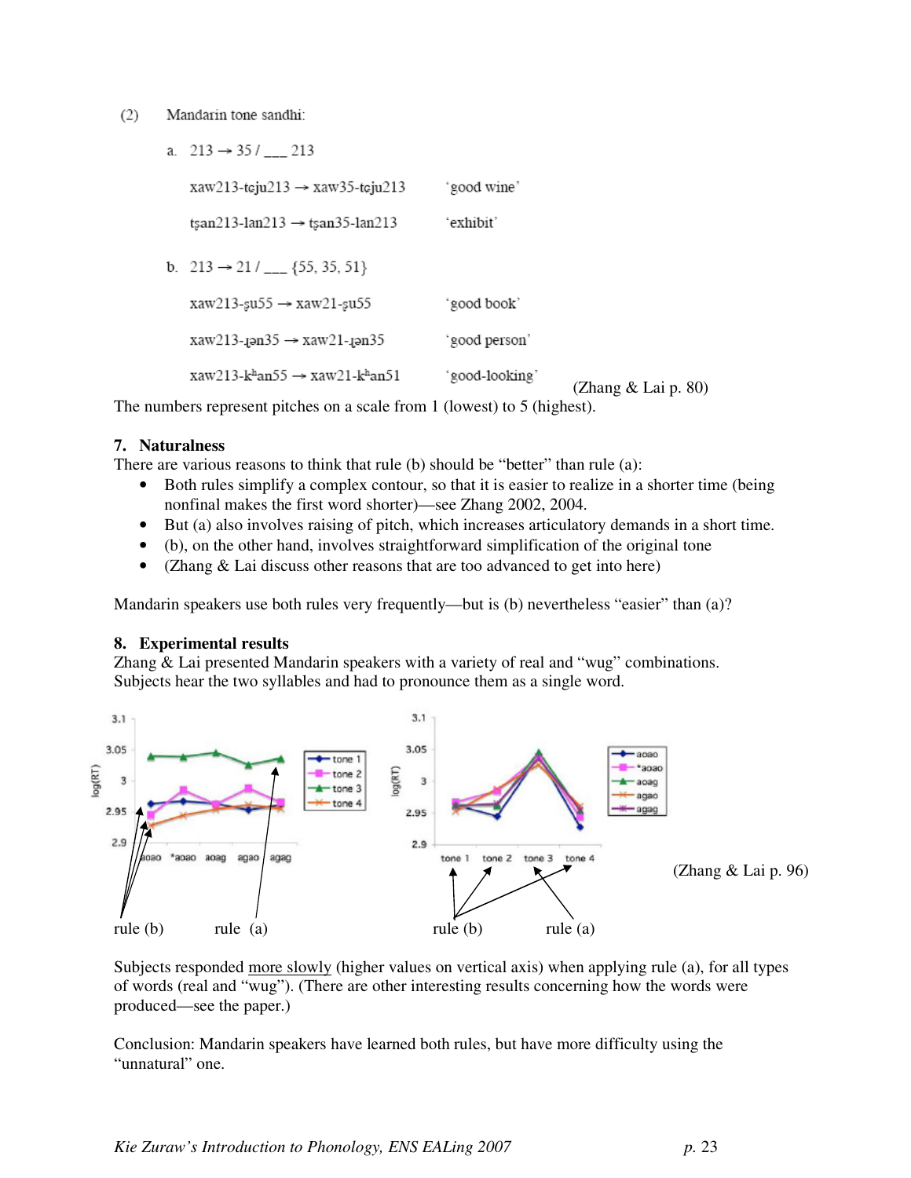(2) Mandarin tone sandhi:

a. 213 → 35 / ___ 213

xaw213-tɕju213 → xaw35-tɕju213 'good wine'

tʂan213-lan213 → tʂan35-lan213 'exhibit'

b. 213 → 21 / ___ {55, 35, 51}

xaw213-ʂu55 → xaw21-ʂu55 'good book'

xaw213-ɻən35 → xaw21-ɻən35 'good person'

xaw213-kʰan55 → xaw21-kʰan51 'good-looking' (Zhang & Lai p. 80)

The numbers represent pitches on a scale from 1 (lowest) to 5 (highest).

## 7. Naturalness

There are various reasons to think that rule (b) should be "better" than rule (a):

- Both rules simplify a complex contour, so that it is easier to realize in a shorter time (being nonfinal makes the first word shorter)—see Zhang 2002, 2004.
- But (a) also involves raising of pitch, which increases articulatory demands in a short time.
- (b), on the other hand, involves straightforward simplification of the original tone
- (Zhang & Lai discuss other reasons that are too advanced to get into here)

Mandarin speakers use both rules very frequently—but is (b) nevertheless "easier" than (a)?

## 8. Experimental results

Zhang & Lai presented Mandarin speakers with a variety of real and "wug" combinations. Subjects hear the two syllables and had to pronounce them as a single word.

(Zhang & Lai p. 96)

Subjects responded more slowly (higher values on vertical axis) when applying rule (a), for all types of words (real and "wug"). (There are other interesting results concerning how the words were produced—see the paper.)

Conclusion: Mandarin speakers have learned both rules, but have more difficulty using the "unnatural" one.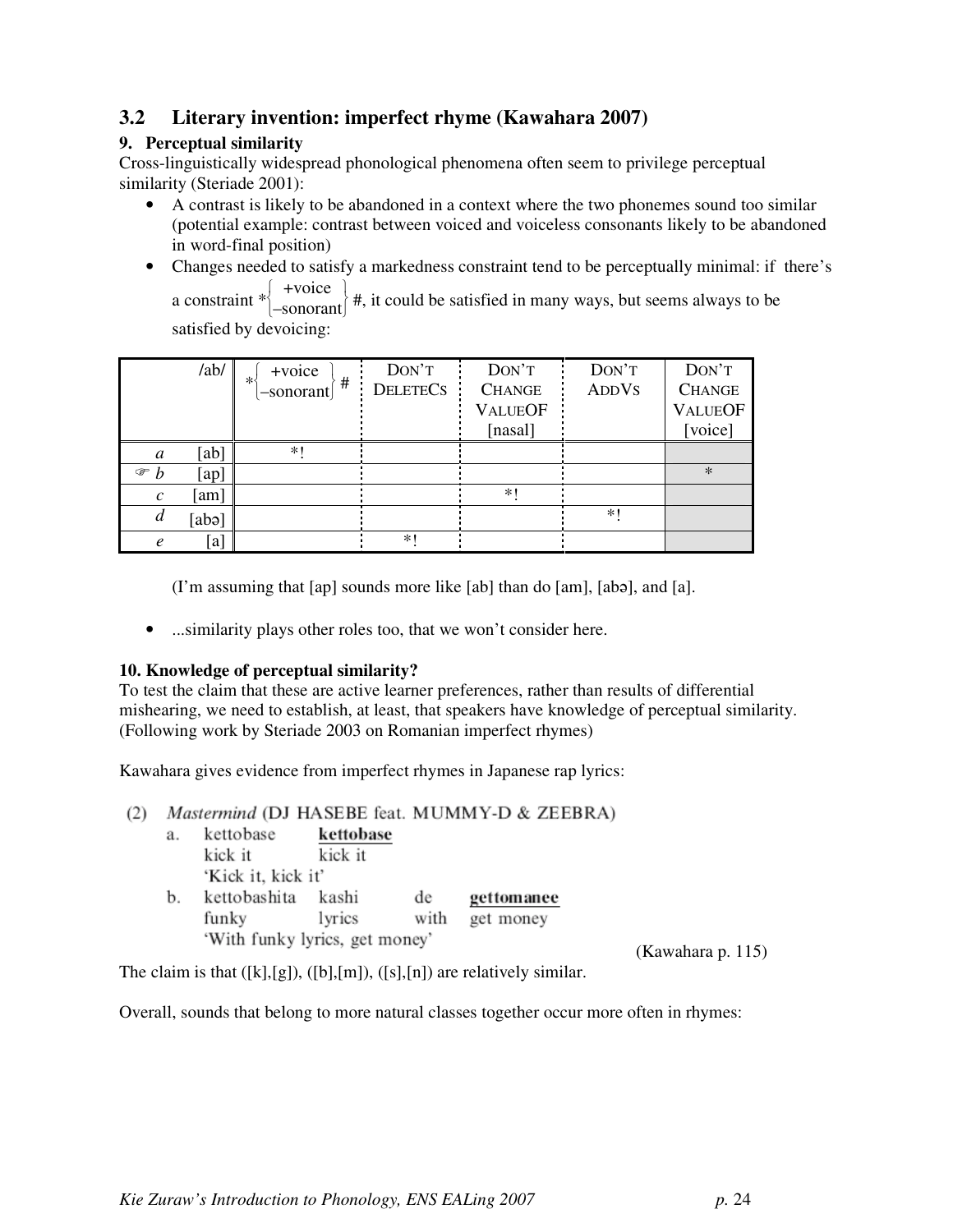## 3.2 Literary invention: imperfect rhyme (Kawahara 2007)

### 9. Perceptual similarity

Cross-linguistically widespread phonological phenomena often seem to privilege perceptual similarity (Steriade 2001):

- A contrast is likely to be abandoned in a context where the two phonemes sound too similar (potential example: contrast between voiced and voiceless consonants likely to be abandoned in word-final position)
- Changes needed to satisfy a markedness constraint tend to be perceptually minimal: if there's a constraint $*\left\{\begin{matrix}+\text{voice}\\-\text{sonorant}\end{matrix}\right\}\#$, it could be satisfied in many ways, but seems always to be satisfied by devoicing:

| | /ab/ | $*\left\{\begin{matrix}+\text{voice}\\-\text{sonorant}\end{matrix}\right\}\#$ | DON'T DELETECs | DON'T CHANGE VALUEOF [nasal] | DON'T ADDVs | DON'T CHANGE VALUEOF [voice] |
|---|---|---|---|---|---|---|
| *a* | [ab] | *! | | | | |
| ☞ *b* | [ap] | | | | | * |
| *c* | [am] | | | *! | | |
| *d* | [abə] | | | | *! | |
| *e* | [a] | | *! | | | |

(I'm assuming that [ap] sounds more like [ab] than do [am], [abə], and [a].

- ...similarity plays other roles too, that we won't consider here.

### 10. Knowledge of perceptual similarity?

To test the claim that these are active learner preferences, rather than results of differential mishearing, we need to establish, at least, that speakers have knowledge of perceptual similarity. (Following work by Steriade 2003 on Romanian imperfect rhymes)

Kawahara gives evidence from imperfect rhymes in Japanese rap lyrics:

(2) *Mastermind* (DJ HASEBE feat. MUMMY-D & ZEEBRA)

a. kettobase **kettobase**
   kick it kick it
   'Kick it, kick it'

b. kettobashita kashi de **gettomanee**
   funky lyrics with get money
   'With funky lyrics, get money'

(Kawahara p. 115)

The claim is that ([k],[g]), ([b],[m]), ([s],[n]) are relatively similar.

Overall, sounds that belong to more natural classes together occur more often in rhymes: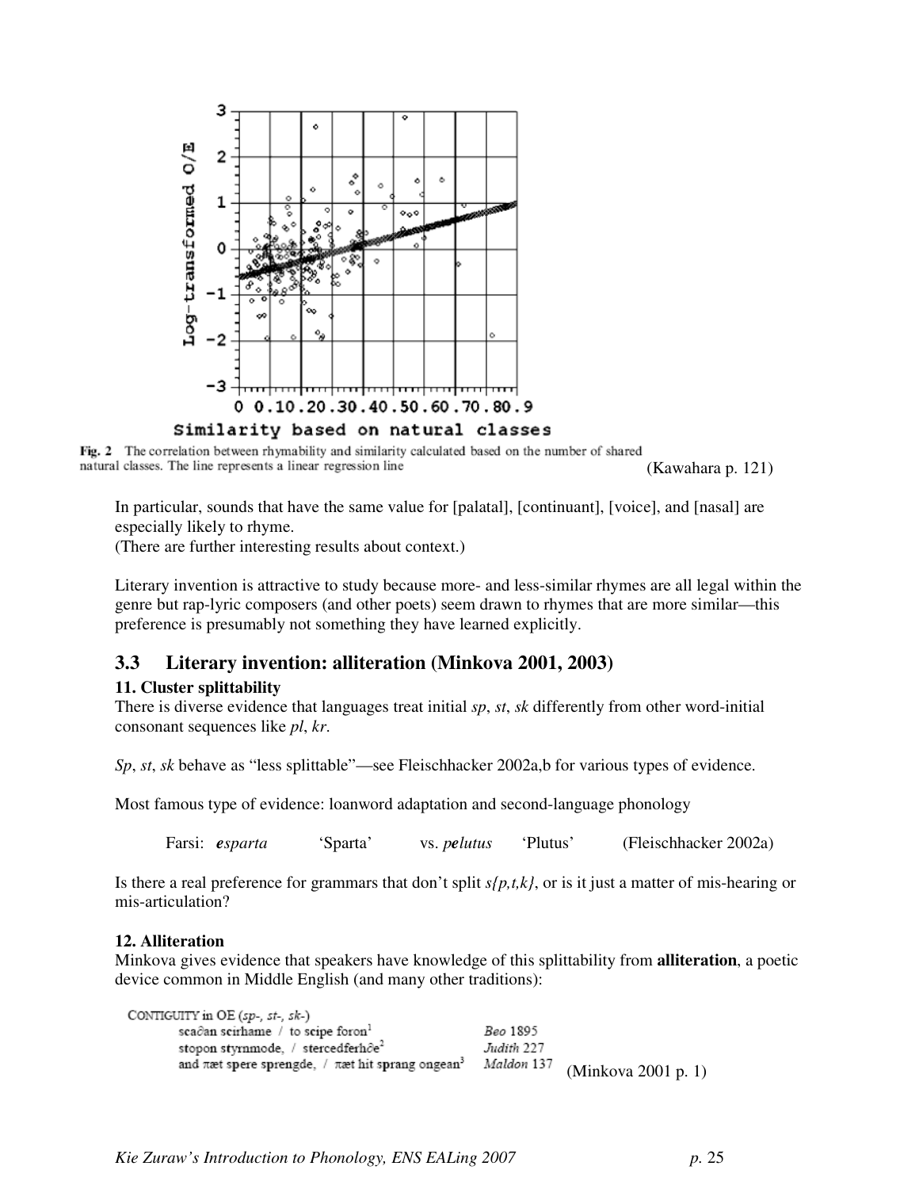**Fig. 2** The correlation between rhymability and similarity calculated based on the number of shared natural classes. The line represents a linear regression line (Kawahara p. 121)

In particular, sounds that have the same value for [palatal], [continuant], [voice], and [nasal] are especially likely to rhyme.
(There are further interesting results about context.)

Literary invention is attractive to study because more- and less-similar rhymes are all legal within the genre but rap-lyric composers (and other poets) seem drawn to rhymes that are more similar—this preference is presumably not something they have learned explicitly.

## 3.3 Literary invention: alliteration (Minkova 2001, 2003)

**11. Cluster splittability**

There is diverse evidence that languages treat initial *sp*, *st*, *sk* differently from other word-initial consonant sequences like *pl*, *kr*.

*Sp*, *st*, *sk* behave as "less splittable"—see Fleischhacker 2002a,b for various types of evidence.

Most famous type of evidence: loanword adaptation and second-language phonology

Farsi: ***e**sparta* 'Sparta' vs. *p**e**lutus* 'Plutus' (Fleischhacker 2002a)

Is there a real preference for grammars that don't split *s{p,t,k}*, or is it just a matter of mis-hearing or mis-articulation?

**12. Alliteration**

Minkova gives evidence that speakers have knowledge of this splittability from **alliteration**, a poetic device common in Middle English (and many other traditions):

CONTIGUITY in OE (*sp-*, *st-*, *sk-*)

| | |
|---|---|
| scaðan scirhame / to scipe foron[1] | *Beo* 1895 |
| stopon styrnmode, / stercedferhðe[2] | *Judith* 227 |
| and þæt spere sprengde, / þæt hit sprang ongean[3] | *Maldon* 137 |

(Minkova 2001 p. 1)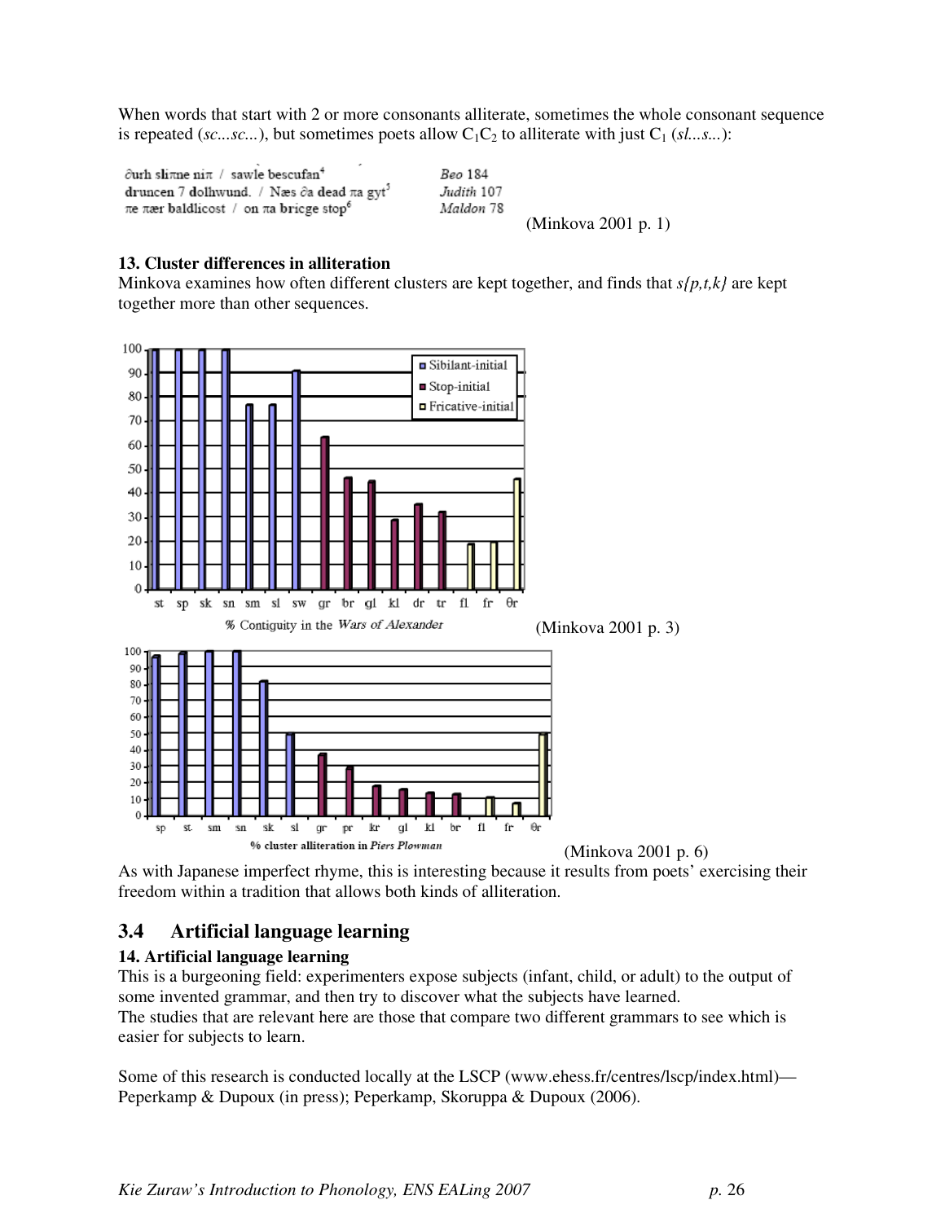When words that start with 2 or more consonants alliterate, sometimes the whole consonant sequence is repeated (*sc...sc...*), but sometimes poets allow $C_1C_2$ to alliterate with just $C_1$ (*sl...s...*):

| | |
|---|---|
| ðurh slīþne niþ / sawle bescufan[4] | *Beo* 184 |
| **druncen** 7 **dolhwund**. / Næs ða **dead** þa gyt[5] | *Judith* 107 |
| þe þær **baldlicost** / on þa **bricge** stop[6] | *Maldon* 78 |

(Minkova 2001 p. 1)

**13. Cluster differences in alliteration**

Minkova examines how often different clusters are kept together, and finds that *s{p,t,k}* are kept together more than other sequences.

(Minkova 2001 p. 3)

(Minkova 2001 p. 6)

As with Japanese imperfect rhyme, this is interesting because it results from poets' exercising their freedom within a tradition that allows both kinds of alliteration.

## 3.4 Artificial language learning

**14. Artificial language learning**

This is a burgeoning field: experimenters expose subjects (infant, child, or adult) to the output of some invented grammar, and then try to discover what the subjects have learned.

The studies that are relevant here are those that compare two different grammars to see which is easier for subjects to learn.

Some of this research is conducted locally at the LSCP (www.ehess.fr/centres/lscp/index.html)—Peperkamp & Dupoux (in press); Peperkamp, Skoruppa & Dupoux (2006).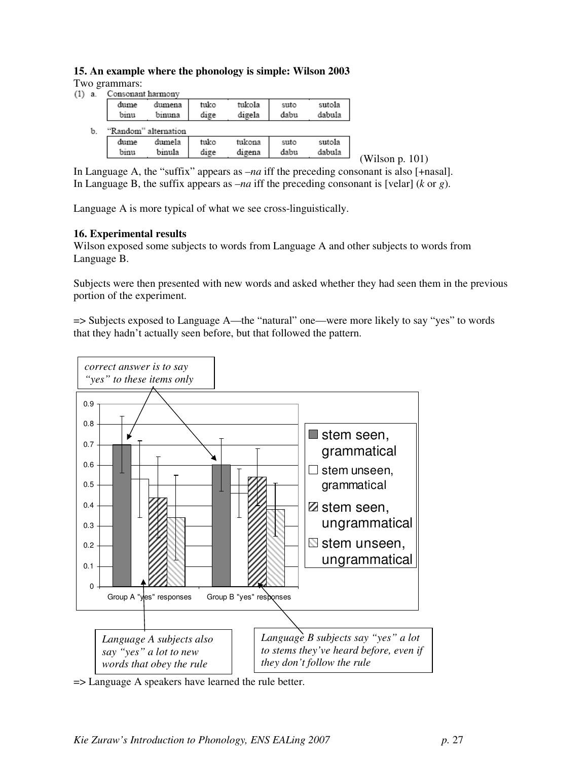**15. An example where the phonology is simple: Wilson 2003**

Two grammars:

(1) a. Consonant harmony

| dume | dumena | tuko | tukola | suto | sutola |
|---|---|---|---|---|---|
| binu | binuna | dige | digela | dabu | dabula |

b. "Random" alternation

| dume | dumela | tuko | tukona | suto | sutola |
|---|---|---|---|---|---|
| binu | binula | dige | digena | dabu | dabula |

(Wilson p. 101)

In Language A, the "suffix" appears as *–na* iff the preceding consonant is also [+nasal].
In Language B, the suffix appears as *–na* iff the preceding consonant is [velar] (*k* or *g*).

Language A is more typical of what we see cross-linguistically.

**16. Experimental results**

Wilson exposed some subjects to words from Language A and other subjects to words from Language B.

Subjects were then presented with new words and asked whether they had seen them in the previous portion of the experiment.

=> Subjects exposed to Language A—the "natural" one—were more likely to say "yes" to words that they hadn't actually seen before, but that followed the pattern.

*correct answer is to say "yes" to these items only*

| | stem seen, grammatical | stem unseen, grammatical | stem seen, ungrammatical | stem unseen, ungrammatical |
|---|---|---|---|---|
| Group A "yes" responses | 0.7 | 0.53 | 0.44 | 0.34 |
| Group B "yes" responses | 0.6 | 0.46 | 0.54 | 0.38 |

*Language A subjects also say "yes" a lot to new words that obey the rule*

*Language B subjects say "yes" a lot to stems they've heard before, even if they don't follow the rule*

=> Language A speakers have learned the rule better.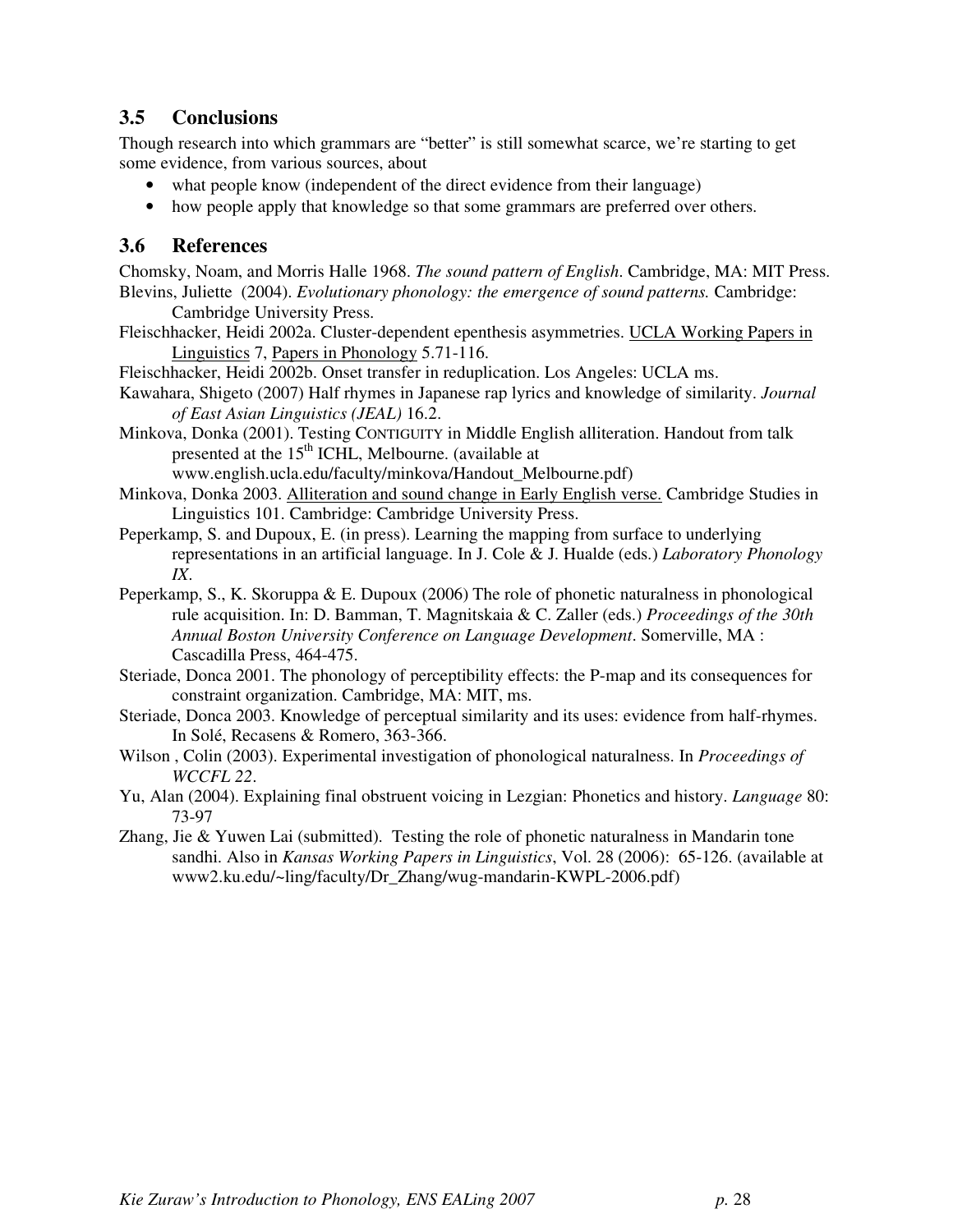## 3.5 Conclusions

Though research into which grammars are "better" is still somewhat scarce, we're starting to get some evidence, from various sources, about

- what people know (independent of the direct evidence from their language)
- how people apply that knowledge so that some grammars are preferred over others.

## 3.6 References

Chomsky, Noam, and Morris Halle 1968. *The sound pattern of English*. Cambridge, MA: MIT Press.

Blevins, Juliette (2004). *Evolutionary phonology: the emergence of sound patterns.* Cambridge: Cambridge University Press.

Fleischhacker, Heidi 2002a. Cluster-dependent epenthesis asymmetries. UCLA Working Papers in Linguistics 7, Papers in Phonology 5.71-116.

Fleischhacker, Heidi 2002b. Onset transfer in reduplication. Los Angeles: UCLA ms.

Kawahara, Shigeto (2007) Half rhymes in Japanese rap lyrics and knowledge of similarity. *Journal of East Asian Linguistics (JEAL)* 16.2.

Minkova, Donka (2001). Testing CONTIGUITY in Middle English alliteration. Handout from talk presented at the 15th ICHL, Melbourne. (available at www.english.ucla.edu/faculty/minkova/Handout_Melbourne.pdf)

Minkova, Donka 2003. Alliteration and sound change in Early English verse. Cambridge Studies in Linguistics 101. Cambridge: Cambridge University Press.

Peperkamp, S. and Dupoux, E. (in press). Learning the mapping from surface to underlying representations in an artificial language. In J. Cole & J. Hualde (eds.) *Laboratory Phonology IX*.

Peperkamp, S., K. Skoruppa & E. Dupoux (2006) The role of phonetic naturalness in phonological rule acquisition. In: D. Bamman, T. Magnitskaia & C. Zaller (eds.) *Proceedings of the 30th Annual Boston University Conference on Language Development*. Somerville, MA : Cascadilla Press, 464-475.

Steriade, Donca 2001. The phonology of perceptibility effects: the P-map and its consequences for constraint organization. Cambridge, MA: MIT, ms.

Steriade, Donca 2003. Knowledge of perceptual similarity and its uses: evidence from half-rhymes. In Solé, Recasens & Romero, 363-366.

Wilson , Colin (2003). Experimental investigation of phonological naturalness. In *Proceedings of WCCFL 22*.

Yu, Alan (2004). Explaining final obstruent voicing in Lezgian: Phonetics and history. *Language* 80: 73-97

Zhang, Jie & Yuwen Lai (submitted). Testing the role of phonetic naturalness in Mandarin tone sandhi. Also in *Kansas Working Papers in Linguistics*, Vol. 28 (2006): 65-126. (available at www2.ku.edu/~ling/faculty/Dr_Zhang/wug-mandarin-KWPL-2006.pdf)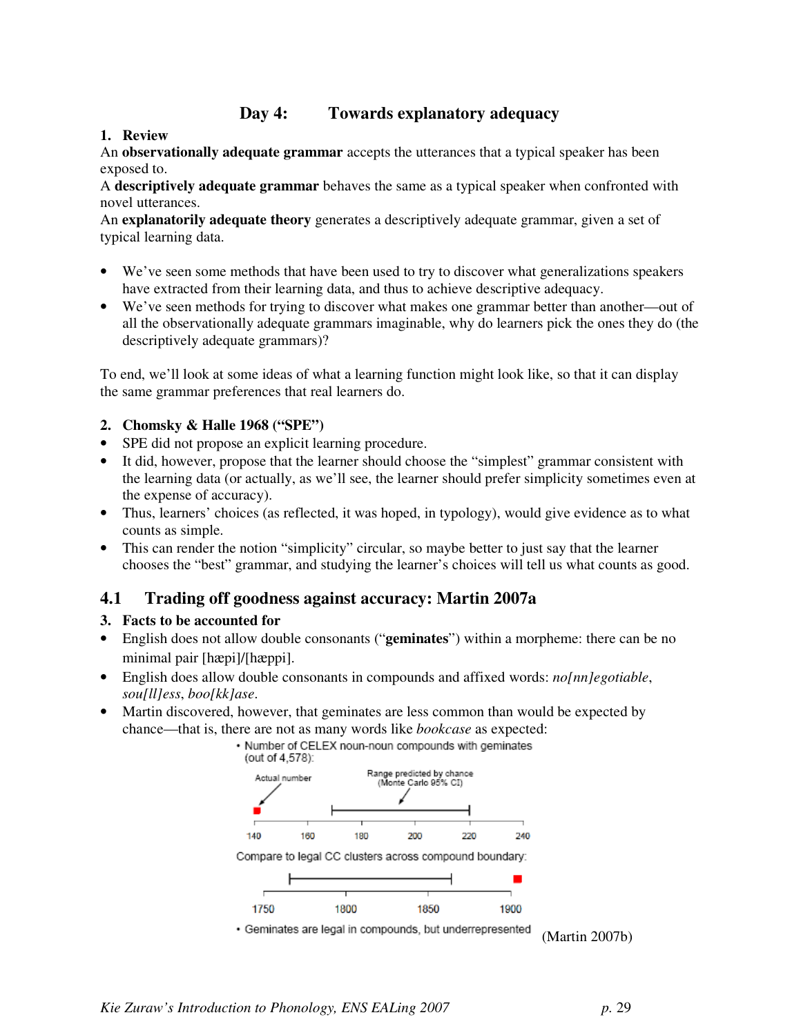## Day 4: Towards explanatory adequacy

**1. Review**

An **observationally adequate grammar** accepts the utterances that a typical speaker has been exposed to.
A **descriptively adequate grammar** behaves the same as a typical speaker when confronted with novel utterances.
An **explanatorily adequate theory** generates a descriptively adequate grammar, given a set of typical learning data.

- We've seen some methods that have been used to try to discover what generalizations speakers have extracted from their learning data, and thus to achieve descriptive adequacy.
- We've seen methods for trying to discover what makes one grammar better than another—out of all the observationally adequate grammars imaginable, why do learners pick the ones they do (the descriptively adequate grammars)?

To end, we'll look at some ideas of what a learning function might look like, so that it can display the same grammar preferences that real learners do.

**2. Chomsky & Halle 1968 ("SPE")**

- SPE did not propose an explicit learning procedure.
- It did, however, propose that the learner should choose the "simplest" grammar consistent with the learning data (or actually, as we'll see, the learner should prefer simplicity sometimes even at the expense of accuracy).
- Thus, learners' choices (as reflected, it was hoped, in typology), would give evidence as to what counts as simple.
- This can render the notion "simplicity" circular, so maybe better to just say that the learner chooses the "best" grammar, and studying the learner's choices will tell us what counts as good.

## 4.1 Trading off goodness against accuracy: Martin 2007a

**3. Facts to be accounted for**

- English does not allow double consonants ("**geminates**") within a morpheme: there can be no minimal pair [hæpi]/[hæppi].
- English does allow double consonants in compounds and affixed words: *no[nn]egotiable*, *sou[ll]ess*, *boo[kk]ase*.
- Martin discovered, however, that geminates are less common than would be expected by chance—that is, there are not as many words like *bookcase* as expected:

• Number of CELEX noun-noun compounds with geminates (out of 4,578):

Actual number — Range predicted by chance (Monte Carlo 95% CI)

140 160 180 200 220 240

Compare to legal CC clusters across compound boundary:

1750 1800 1850 1900

• Geminates are legal in compounds, but underrepresented (Martin 2007b)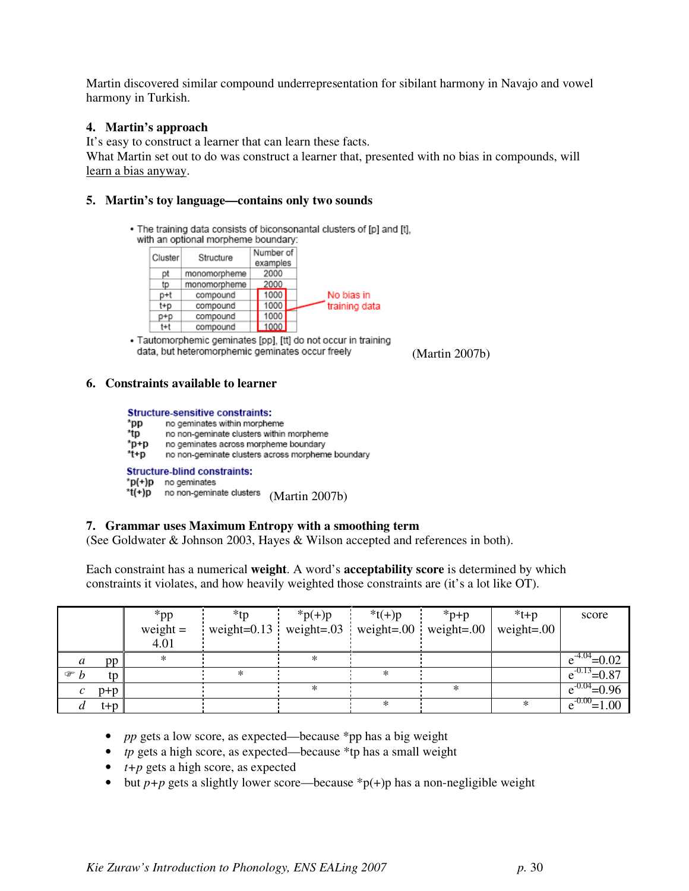Martin discovered similar compound underrepresentation for sibilant harmony in Navajo and vowel harmony in Turkish.

## 4. Martin's approach

It's easy to construct a learner that can learn these facts.
What Martin set out to do was construct a learner that, presented with no bias in compounds, will learn a bias anyway.

## 5. Martin's toy language—contains only two sounds

- The training data consists of biconsonantal clusters of [p] and [t], with an optional morpheme boundary:

| Cluster | Structure | Number of examples |
|---|---|---|
| pt | monomorpheme | 2000 |
| tp | monomorpheme | 2000 |
| p+t | compound | 1000 |
| t+p | compound | 1000 |
| p+p | compound | 1000 |
| t+t | compound | 1000 |

No bias in training data

- Tautomorphemic geminates [pp], [tt] do not occur in training data, but heteromorphemic geminates occur freely

(Martin 2007b)

## 6. Constraints available to learner

**Structure-sensitive constraints:**

- **\*pp** no geminates within morpheme
- **\*tp** no non-geminate clusters within morpheme
- **\*p+p** no geminates across morpheme boundary
- **\*t+p** no non-geminate clusters across morpheme boundary

**Structure-blind constraints:**

- **\*p(+)p** no geminates
- **\*t(+)p** no non-geminate clusters

(Martin 2007b)

## 7. Grammar uses Maximum Entropy with a smoothing term

(See Goldwater & Johnson 2003, Hayes & Wilson accepted and references in both).

Each constraint has a numerical **weight**. A word's **acceptability score** is determined by which constraints it violates, and how heavily weighted those constraints are (it's a lot like OT).

| | *pp weight = 4.01 | *tp weight=0.13 | *p(+)p weight=.03 | *t(+)p weight=.00 | *p+p weight=.00 | *t+p weight=.00 | score |
|---|---|---|---|---|---|---|---|
| *a* pp | * | | * | | | | $e^{-4.04}=0.02$ |
| ☞ *b* tp | | * | | * | | | $e^{-0.13}=0.87$ |
| *c* p+p | | | * | | * | | $e^{-0.04}=0.96$ |
| *d* t+p | | | | * | | * | $e^{-0.00}=1.00$ |

- *pp* gets a low score, as expected—because *pp has a big weight
- *tp* gets a high score, as expected—because *tp has a small weight
- *t+p* gets a high score, as expected
- but *p+p* gets a slightly lower score—because *p(+)p has a non-negligible weight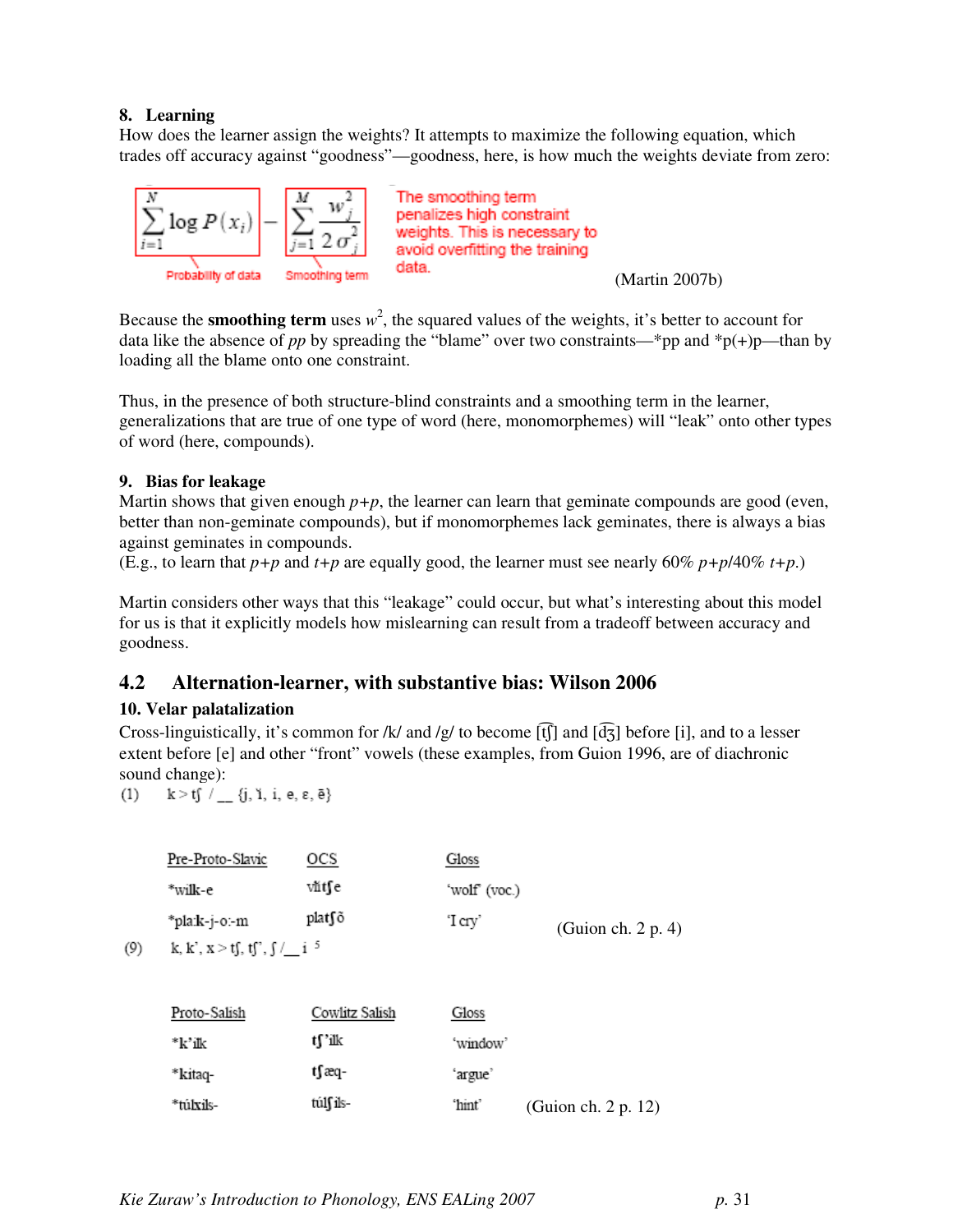### 8. Learning

How does the learner assign the weights? It attempts to maximize the following equation, which trades off accuracy against "goodness"—goodness, here, is how much the weights deviate from zero:

$$\sum_{i=1}^{N} \log P(x_i) - \sum_{j=1}^{M} \frac{w_j^2}{2\sigma_j^2}$$

Probability of data — Smoothing term

The smoothing term penalizes high constraint weights. This is necessary to avoid overfitting the training data.

(Martin 2007b)

Because the **smoothing term** uses $w^2$, the squared values of the weights, it's better to account for data like the absence of *pp* by spreading the "blame" over two constraints—*pp and *p(+)p—than by loading all the blame onto one constraint.

Thus, in the presence of both structure-blind constraints and a smoothing term in the learner, generalizations that are true of one type of word (here, monomorphemes) will "leak" onto other types of word (here, compounds).

### 9. Bias for leakage

Martin shows that given enough *p+p*, the learner can learn that geminate compounds are good (even, better than non-geminate compounds), but if monomorphemes lack geminates, there is always a bias against geminates in compounds.
(E.g., to learn that *p+p* and *t+p* are equally good, the learner must see nearly 60% *p+p*/40% *t+p*.)

Martin considers other ways that this "leakage" could occur, but what's interesting about this model for us is that it explicitly models how mislearning can result from a tradeoff between accuracy and goodness.

## 4.2 Alternation-learner, with substantive bias: Wilson 2006

### 10. Velar palatalization

Cross-linguistically, it's common for /k/ and /g/ to become [t͡ʃ] and [d͡ʒ] before [i], and to a lesser extent before [e] and other "front" vowels (these examples, from Guion 1996, are of diachronic sound change):

(1) k > tʃ / __ {j, ɪ̈, i, e, ɛ, ē}

| Pre-Proto-Slavic | OCS | Gloss |
|---|---|---|
| *wilk-e | vlǐtʃe | 'wolf' (voc.) |
| *plaːk-j-oː-m | platʃõ | 'I cry' |

(Guion ch. 2 p. 4)

(9) k, k', x > tʃ, tʃ', ʃ / __ i [5]

| Proto-Salish | Cowlitz Salish | Gloss |
|---|---|---|
| *k'ilk | tʃ'ilk | 'window' |
| *kitaq- | tʃæq- | 'argue' |
| *túlxils- | túlʃils- | 'hint' |

(Guion ch. 2 p. 12)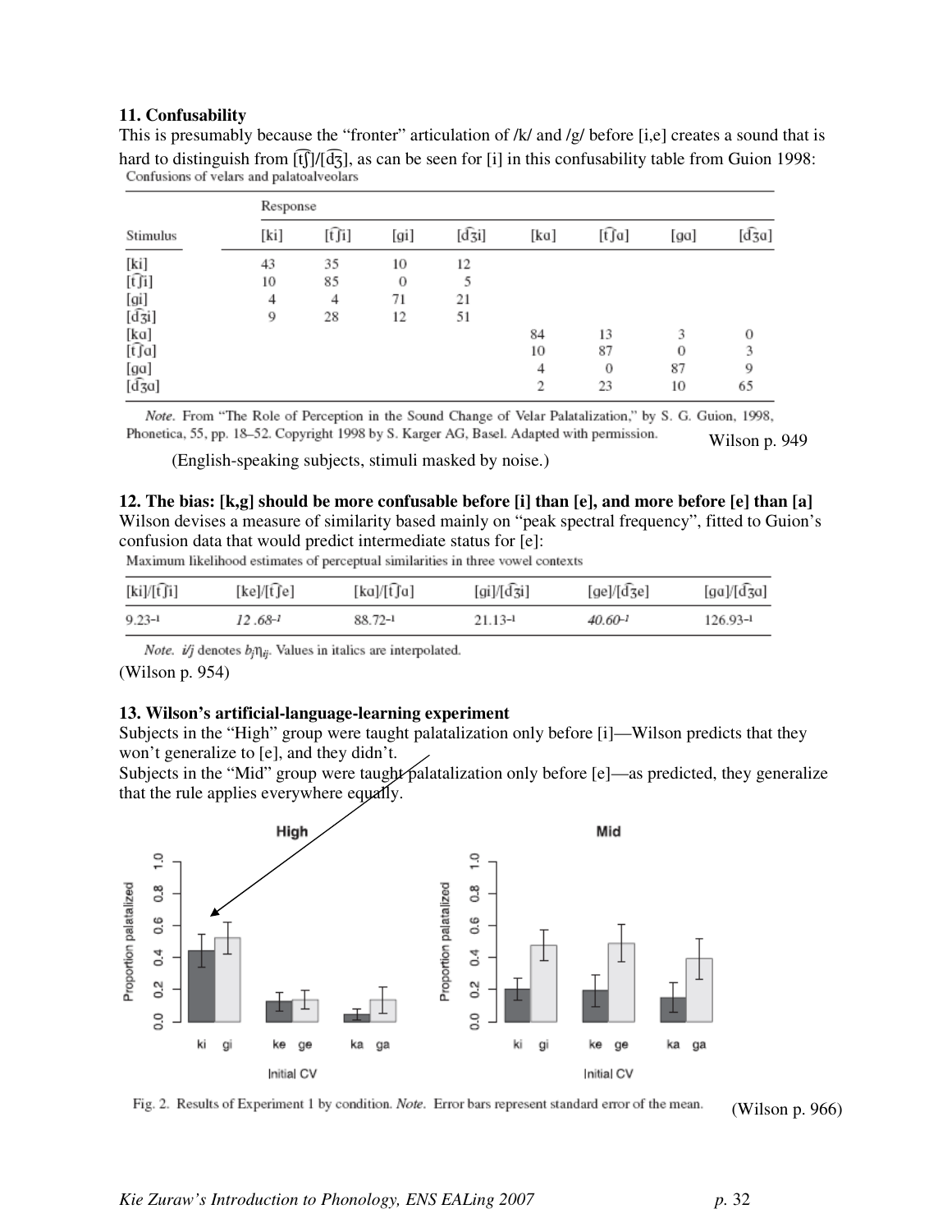### 11. Confusability

This is presumably because the "fronter" articulation of /k/ and /g/ before [i,e] creates a sound that is hard to distinguish from [t͡ʃ]/[d͡ʒ], as can be seen for [i] in this confusability table from Guion 1998:

Confusions of velars and palatoalveolars

| Stimulus | Response | | | | | | | |
|---|---|---|---|---|---|---|---|---|
| | [ki] | [t͡ʃi] | [gi] | [d͡ʒi] | [kɑ] | [t͡ʃɑ] | [gɑ] | [d͡ʒɑ] |
| [ki] | 43 | 35 | 10 | 12 | | | | |
| [t͡ʃi] | 10 | 85 | 0 | 5 | | | | |
| [gi] | 4 | 4 | 71 | 21 | | | | |
| [d͡ʒi] | 9 | 28 | 12 | 51 | | | | |
| [kɑ] | | | | | 84 | 13 | 3 | 0 |
| [t͡ʃɑ] | | | | | 10 | 87 | 0 | 3 |
| [gɑ] | | | | | 4 | 0 | 87 | 9 |
| [d͡ʒɑ] | | | | | 2 | 23 | 10 | 65 |

*Note.* From "The Role of Perception in the Sound Change of Velar Palatalization," by S. G. Guion, 1998, Phonetica, 55, pp. 18–52. Copyright 1998 by S. Karger AG, Basel. Adapted with permission.

Wilson p. 949

(English-speaking subjects, stimuli masked by noise.)

### 12. The bias: [k,g] should be more confusable before [i] than [e], and more before [e] than [a]

Wilson devises a measure of similarity based mainly on "peak spectral frequency", fitted to Guion's confusion data that would predict intermediate status for [e]:

Maximum likelihood estimates of perceptual similarities in three vowel contexts

| [ki]/[t͡ʃi] | [ke]/[t͡ʃe] | [kɑ]/[t͡ʃɑ] | [gi]/[d͡ʒi] | [ge]/[d͡ʒe] | [gɑ]/[d͡ʒɑ] |
|---|---|---|---|---|---|
| $9.23^{-1}$ | *$12.68^{-1}$* | $88.72^{-1}$ | $21.13^{-1}$ | *$40.60^{-1}$* | $126.93^{-1}$ |

*Note.* $i/j$ denotes $b_j\eta_{ij}$. Values in italics are interpolated.

(Wilson p. 954)

### 13. Wilson's artificial-language-learning experiment

Subjects in the "High" group were taught palatalization only before [i]—Wilson predicts that they won't generalize to [e], and they didn't.

Subjects in the "Mid" group were taught palatalization only before [e]—as predicted, they generalize that the rule applies everywhere equally.

Fig. 2. Results of Experiment 1 by condition. *Note.* Error bars represent standard error of the mean.

(Wilson p. 966)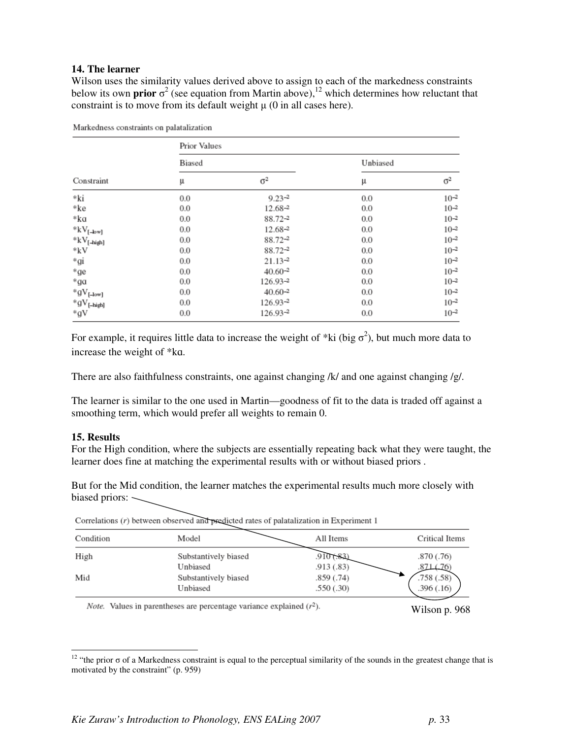### 14. The learner

Wilson uses the similarity values derived above to assign to each of the markedness constraints below its own **prior** $\sigma^2$ (see equation from Martin above),[12] which determines how reluctant that constraint is to move from its default weight μ (0 in all cases here).

Markedness constraints on palatalization

| Constraint | Prior Values | | | |
|---|---|---|---|---|
| | Biased | | Unbiased | |
| | μ | $\sigma^2$ | μ | $\sigma^2$ |
| *ki | 0.0 | $9.23^{-2}$ | 0.0 | $10^{-2}$ |
| *ke | 0.0 | $12.68^{-2}$ | 0.0 | $10^{-2}$ |
| *kɑ | 0.0 | $88.72^{-2}$ | 0.0 | $10^{-2}$ |
| $*kV_{[-low]}$ | 0.0 | $12.68^{-2}$ | 0.0 | $10^{-2}$ |
| $*kV_{[-high]}$ | 0.0 | $88.72^{-2}$ | 0.0 | $10^{-2}$ |
| *kV | 0.0 | $88.72^{-2}$ | 0.0 | $10^{-2}$ |
| *gi | 0.0 | $21.13^{-2}$ | 0.0 | $10^{-2}$ |
| *ge | 0.0 | $40.60^{-2}$ | 0.0 | $10^{-2}$ |
| *gɑ | 0.0 | $126.93^{-2}$ | 0.0 | $10^{-2}$ |
| $*gV_{[-low]}$ | 0.0 | $40.60^{-2}$ | 0.0 | $10^{-2}$ |
| $*gV_{[-high]}$ | 0.0 | $126.93^{-2}$ | 0.0 | $10^{-2}$ |
| *gV | 0.0 | $126.93^{-2}$ | 0.0 | $10^{-2}$ |

For example, it requires little data to increase the weight of *ki (big $\sigma^2$), but much more data to increase the weight of *kɑ.

There are also faithfulness constraints, one against changing /k/ and one against changing /g/.

The learner is similar to the one used in Martin—goodness of fit to the data is traded off against a smoothing term, which would prefer all weights to remain 0.

### 15. Results

For the High condition, where the subjects are essentially repeating back what they were taught, the learner does fine at matching the experimental results with or without biased priors .

But for the Mid condition, the learner matches the experimental results much more closely with biased priors:

Correlations ($r$) between observed and predicted rates of palatalization in Experiment 1

| Condition | Model | All Items | Critical Items |
|---|---|---|---|
| High | Substantively biased | .910 (.83) | .870 (.76) |
| | Unbiased | .913 (.83) | .871 (.76) |
| Mid | Substantively biased | .859 (.74) | .758 (.58) |
| | Unbiased | .550 (.30) | .396 (.16) |

*Note.* Values in parentheses are percentage variance explained ($r^2$).

Wilson p. 968

[12] "the prior σ of a Markedness constraint is equal to the perceptual similarity of the sounds in the greatest change that is motivated by the constraint" (p. 959)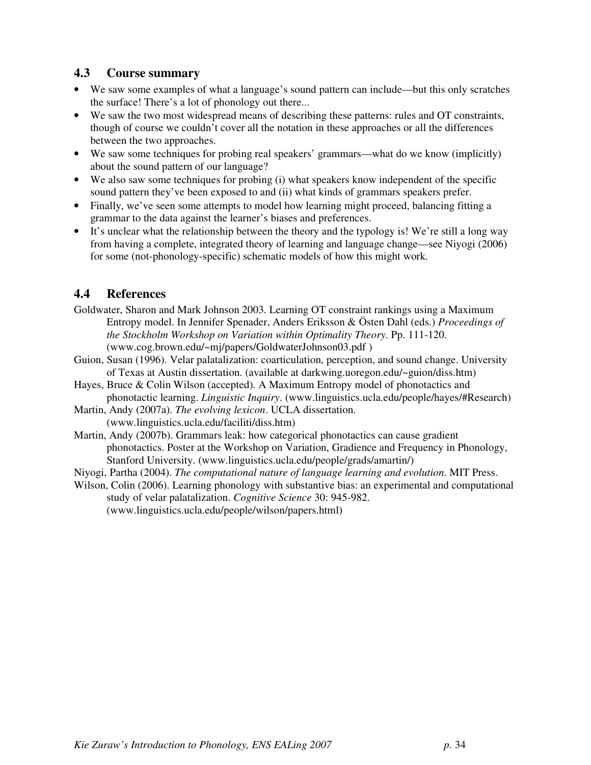## 4.3 Course summary

- We saw some examples of what a language's sound pattern can include—but this only scratches the surface! There's a lot of phonology out there...
- We saw the two most widespread means of describing these patterns: rules and OT constraints, though of course we couldn't cover all the notation in these approaches or all the differences between the two approaches.
- We saw some techniques for probing real speakers' grammars—what do we know (implicitly) about the sound pattern of our language?
- We also saw some techniques for probing (i) what speakers know independent of the specific sound pattern they've been exposed to and (ii) what kinds of grammars speakers prefer.
- Finally, we've seen some attempts to model how learning might proceed, balancing fitting a grammar to the data against the learner's biases and preferences.
- It's unclear what the relationship between the theory and the typology is! We're still a long way from having a complete, integrated theory of learning and language change—see Niyogi (2006) for some (not-phonology-specific) schematic models of how this might work.

## 4.4 References

Goldwater, Sharon and Mark Johnson 2003. Learning OT constraint rankings using a Maximum Entropy model. In Jennifer Spenader, Anders Eriksson & Östen Dahl (eds.) *Proceedings of the Stockholm Workshop on Variation within Optimality Theory*. Pp. 111-120. (www.cog.brown.edu/~mj/papers/GoldwaterJohnson03.pdf )

Guion, Susan (1996). Velar palatalization: coarticulation, perception, and sound change. University of Texas at Austin dissertation. (available at darkwing.uoregon.edu/~guion/diss.htm)

Hayes, Bruce & Colin Wilson (accepted). A Maximum Entropy model of phonotactics and phonotactic learning. *Linguistic Inquiry*. (www.linguistics.ucla.edu/people/hayes/#Research)

Martin, Andy (2007a). *The evolving lexicon*. UCLA dissertation. (www.linguistics.ucla.edu/faciliti/diss.htm)

Martin, Andy (2007b). Grammars leak: how categorical phonotactics can cause gradient phonotactics. Poster at the Workshop on Variation, Gradience and Frequency in Phonology, Stanford University. (www.linguistics.ucla.edu/people/grads/amartin/)

Niyogi, Partha (2004). *The computational nature of language learning and evolution*. MIT Press.

Wilson, Colin (2006). Learning phonology with substantive bias: an experimental and computational study of velar palatalization. *Cognitive Science* 30: 945-982. (www.linguistics.ucla.edu/people/wilson/papers.html)